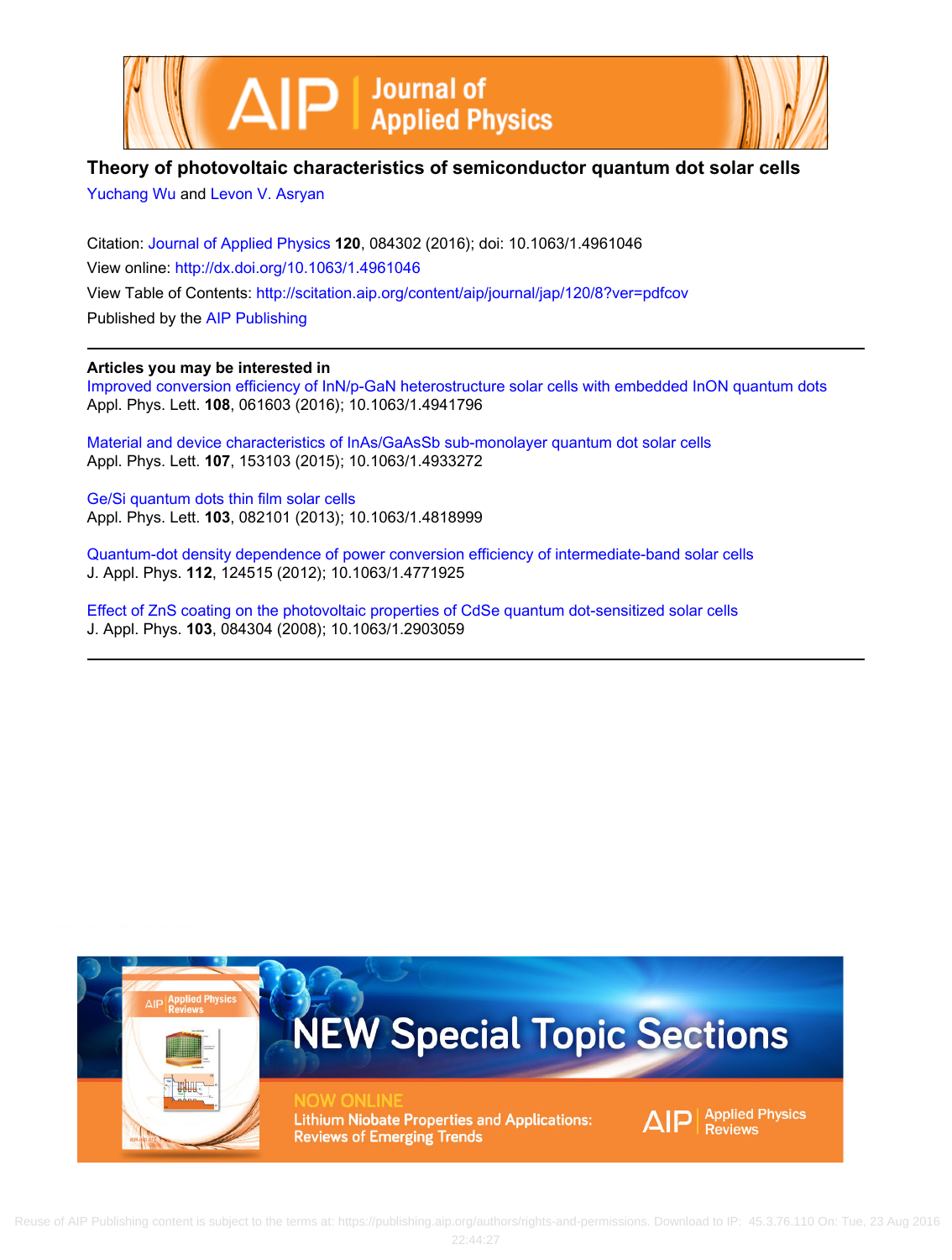# Theory of photovoltaic characteristics of semiconductor quantum dot solar cells

Yuchang Wu and Levon V. Asryan

Citation: Journal of Applied Physics **120**, 084302 (2016); doi: 10.1063/1.4961046

View online: http://dx.doi.org/10.1063/1.4961046

View Table of Contents: http://scitation.aip.org/content/aip/journal/jap/120/8?ver=pdfcov

Published by the AIP Publishing

---

**Articles you may be interested in**

Improved conversion efficiency of InN/p-GaN heterostructure solar cells with embedded InON quantum dots
Appl. Phys. Lett. **108**, 061603 (2016); 10.1063/1.4941796

Material and device characteristics of InAs/GaAsSb sub-monolayer quantum dot solar cells
Appl. Phys. Lett. **107**, 153103 (2015); 10.1063/1.4933272

Ge/Si quantum dots thin film solar cells
Appl. Phys. Lett. **103**, 082101 (2013); 10.1063/1.4818999

Quantum-dot density dependence of power conversion efficiency of intermediate-band solar cells
J. Appl. Phys. **112**, 124515 (2012); 10.1063/1.4771925

Effect of ZnS coating on the photovoltaic properties of CdSe quantum dot-sensitized solar cells
J. Appl. Phys. **103**, 084304 (2008); 10.1063/1.2903059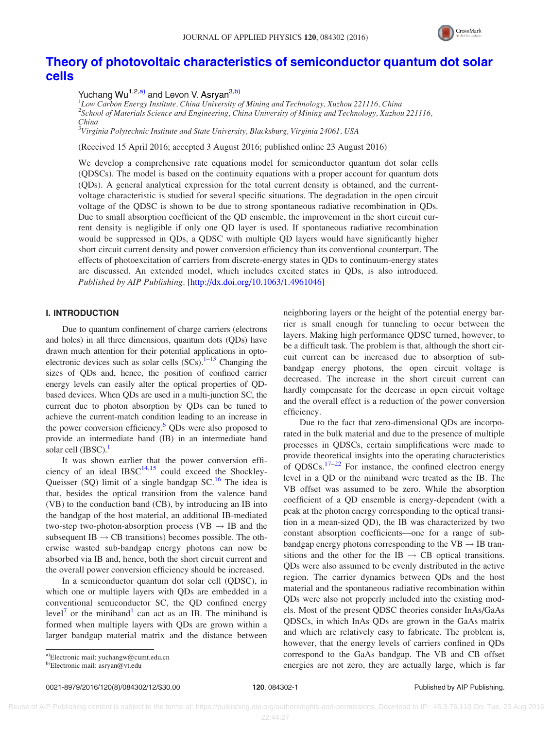# Theory of photovoltaic characteristics of semiconductor quantum dot solar cells

Yuchang Wu[1,2,a)] and Levon V. Asryan[3,b)]

[1]*Low Carbon Energy Institute, China University of Mining and Technology, Xuzhou 221116, China*
[2]*School of Materials Science and Engineering, China University of Mining and Technology, Xuzhou 221116, China*
[3]*Virginia Polytechnic Institute and State University, Blacksburg, Virginia 24061, USA*

(Received 15 April 2016; accepted 3 August 2016; published online 23 August 2016)

We develop a comprehensive rate equations model for semiconductor quantum dot solar cells (QDSCs). The model is based on the continuity equations with a proper account for quantum dots (QDs). A general analytical expression for the total current density is obtained, and the current-voltage characteristic is studied for several specific situations. The degradation in the open circuit voltage of the QDSC is shown to be due to strong spontaneous radiative recombination in QDs. Due to small absorption coefficient of the QD ensemble, the improvement in the short circuit current density is negligible if only one QD layer is used. If spontaneous radiative recombination would be suppressed in QDs, a QDSC with multiple QD layers would have significantly higher short circuit current density and power conversion efficiency than its conventional counterpart. The effects of photoexcitation of carriers from discrete-energy states in QDs to continuum-energy states are discussed. An extended model, which includes excited states in QDs, is also introduced. *Published by AIP Publishing.* [http://dx.doi.org/10.1063/1.4961046]

## I. INTRODUCTION

Due to quantum confinement of charge carriers (electrons and holes) in all three dimensions, quantum dots (QDs) have drawn much attention for their potential applications in optoelectronic devices such as solar cells (SCs).[1–13] Changing the sizes of QDs and, hence, the position of confined carrier energy levels can easily alter the optical properties of QD-based devices. When QDs are used in a multi-junction SC, the current due to photon absorption by QDs can be tuned to achieve the current-match condition leading to an increase in the power conversion efficiency.[6] QDs were also proposed to provide an intermediate band (IB) in an intermediate band solar cell (IBSC).[1]

It was shown earlier that the power conversion efficiency of an ideal IBSC[14,15] could exceed the Shockley-Queisser (SQ) limit of a single bandgap SC.[16] The idea is that, besides the optical transition from the valence band (VB) to the conduction band (CB), by introducing an IB into the bandgap of the host material, an additional IB-mediated two-step two-photon-absorption process (VB → IB and the subsequent IB → CB transitions) becomes possible. The otherwise wasted sub-bandgap energy photons can now be absorbed via IB and, hence, both the short circuit current and the overall power conversion efficiency should be increased.

In a semiconductor quantum dot solar cell (QDSC), in which one or multiple layers with QDs are embedded in a conventional semiconductor SC, the QD confined energy level[7] or the miniband[1] can act as an IB. The miniband is formed when multiple layers with QDs are grown within a larger bandgap material matrix and the distance between neighboring layers or the height of the potential energy barrier is small enough for tunneling to occur between the layers. Making high performance QDSC turned, however, to be a difficult task. The problem is that, although the short circuit current can be increased due to absorption of sub-bandgap energy photons, the open circuit voltage is decreased. The increase in the short circuit current can hardly compensate for the decrease in open circuit voltage and the overall effect is a reduction of the power conversion efficiency.

Due to the fact that zero-dimensional QDs are incorporated in the bulk material and due to the presence of multiple processes in QDSCs, certain simplifications were made to provide theoretical insights into the operating characteristics of QDSCs.[17–22] For instance, the confined electron energy level in a QD or the miniband were treated as the IB. The VB offset was assumed to be zero. While the absorption coefficient of a QD ensemble is energy-dependent (with a peak at the photon energy corresponding to the optical transition in a mean-sized QD), the IB was characterized by two constant absorption coefficients—one for a range of sub-bandgap energy photons corresponding to the VB → IB transitions and the other for the IB → CB optical transitions. QDs were also assumed to be evenly distributed in the active region. The carrier dynamics between QDs and the host material and the spontaneous radiative recombination within QDs were also not properly included into the existing models. Most of the present QDSC theories consider InAs/GaAs QDSCs, in which InAs QDs are grown in the GaAs matrix and which are relatively easy to fabricate. The problem is, however, that the energy levels of carriers confined in QDs correspond to the GaAs bandgap. The VB and CB offset energies are not zero, they are actually large, which is far

---

[a)]Electronic mail: yuchangw@cumt.edu.cn
[b)]Electronic mail: asryan@vt.edu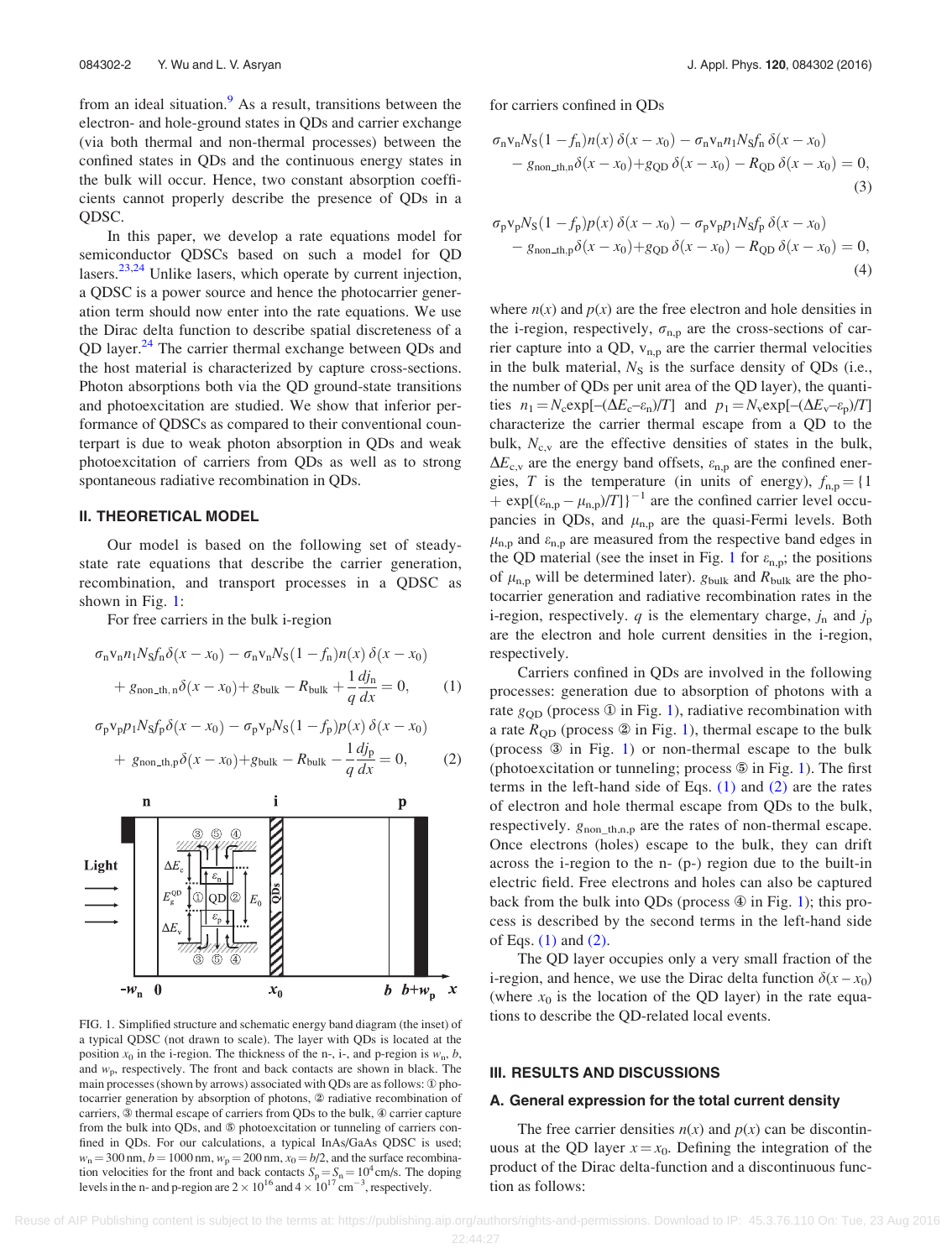from an ideal situation.[9] As a result, transitions between the electron- and hole-ground states in QDs and carrier exchange (via both thermal and non-thermal processes) between the confined states in QDs and the continuous energy states in the bulk will occur. Hence, two constant absorption coefficients cannot properly describe the presence of QDs in a QDSC.

In this paper, we develop a rate equations model for semiconductor QDSCs based on such a model for QD lasers.[23,24] Unlike lasers, which operate by current injection, a QDSC is a power source and hence the photocarrier generation term should now enter into the rate equations. We use the Dirac delta function to describe spatial discreteness of a QD layer.[24] The carrier thermal exchange between QDs and the host material is characterized by capture cross-sections. Photon absorptions both via the QD ground-state transitions and photoexcitation are studied. We show that inferior performance of QDSCs as compared to their conventional counterpart is due to weak photon absorption in QDs and weak photoexcitation of carriers from QDs as well as to strong spontaneous radiative recombination in QDs.

## II. THEORETICAL MODEL

Our model is based on the following set of steady-state rate equations that describe the carrier generation, recombination, and transport processes in a QDSC as shown in Fig. 1:

For free carriers in the bulk i-region

$$\sigma_n v_n n_1 N_S f_n \delta(x-x_0) - \sigma_n v_n N_S (1-f_n) n(x)\, \delta(x-x_0) + g_{non\_th,n}\delta(x-x_0) + g_{bulk} - R_{bulk} + \frac{1}{q}\frac{dj_n}{dx} = 0, \quad (1)$$

$$\sigma_p v_p p_1 N_S f_p \delta(x-x_0) - \sigma_p v_p N_S (1-f_p) p(x)\, \delta(x-x_0) + g_{non\_th,p}\delta(x-x_0) + g_{bulk} - R_{bulk} - \frac{1}{q}\frac{dj_p}{dx} = 0, \quad (2)$$

FIG. 1. Simplified structure and schematic energy band diagram (the inset) of a typical QDSC (not drawn to scale). The layer with QDs is located at the position $x_0$ in the i-region. The thickness of the n-, i-, and p-region is $w_n$, $b$, and $w_p$, respectively. The front and back contacts are shown in black. The main processes (shown by arrows) associated with QDs are as follows: ① photocarrier generation by absorption of photons, ② radiative recombination of carriers, ③ thermal escape of carriers from QDs to the bulk, ④ carrier capture from the bulk into QDs, and ⑤ photoexcitation or tunneling of carriers confined in QDs. For our calculations, a typical InAs/GaAs QDSC is used; $w_n = 300$ nm, $b = 1000$ nm, $w_p = 200$ nm, $x_0 = b/2$, and the surface recombination velocities for the front and back contacts $S_p = S_n = 10^4$ cm/s. The doping levels in the n- and p-region are $2\times10^{16}$ and $4\times10^{17}$ cm$^{-3}$, respectively.

for carriers confined in QDs

$$\sigma_n v_n N_S (1-f_n) n(x)\, \delta(x-x_0) - \sigma_n v_n n_1 N_S f_n \delta(x-x_0) - g_{non\_th,n}\delta(x-x_0) + g_{QD}\,\delta(x-x_0) - R_{QD}\,\delta(x-x_0) = 0, \quad (3)$$

$$\sigma_p v_p N_S (1-f_p) p(x)\, \delta(x-x_0) - \sigma_p v_p p_1 N_S f_p \delta(x-x_0) - g_{non\_th,p}\delta(x-x_0) + g_{QD}\,\delta(x-x_0) - R_{QD}\,\delta(x-x_0) = 0, \quad (4)$$

where $n(x)$ and $p(x)$ are the free electron and hole densities in the i-region, respectively, $\sigma_{n,p}$ are the cross-sections of carrier capture into a QD, $v_{n,p}$ are the carrier thermal velocities in the bulk material, $N_S$ is the surface density of QDs (i.e., the number of QDs per unit area of the QD layer), the quantities $n_1 = N_c \exp[-(\Delta E_c - \varepsilon_n)/T]$ and $p_1 = N_v \exp[-(\Delta E_v - \varepsilon_p)/T]$ characterize the carrier thermal escape from a QD to the bulk, $N_{c,v}$ are the effective densities of states in the bulk, $\Delta E_{c,v}$ are the energy band offsets, $\varepsilon_{n,p}$ are the confined energies, $T$ is the temperature (in units of energy), $f_{n,p} = \{1 + \exp[(\varepsilon_{n,p} - \mu_{n,p})/T]\}^{-1}$ are the confined carrier level occupancies in QDs, and $\mu_{n,p}$ are the quasi-Fermi levels. Both $\mu_{n,p}$ and $\varepsilon_{n,p}$ are measured from the respective band edges in the QD material (see the inset in Fig. 1 for $\varepsilon_{n,p}$; the positions of $\mu_{n,p}$ will be determined later). $g_{bulk}$ and $R_{bulk}$ are the photocarrier generation and radiative recombination rates in the i-region, respectively. $q$ is the elementary charge, $j_n$ and $j_p$ are the electron and hole current densities in the i-region, respectively.

Carriers confined in QDs are involved in the following processes: generation due to absorption of photons with a rate $g_{QD}$ (process ① in Fig. 1), radiative recombination with a rate $R_{QD}$ (process ② in Fig. 1), thermal escape to the bulk (process ③ in Fig. 1) or non-thermal escape to the bulk (photoexcitation or tunneling; process ⑤ in Fig. 1). The first terms in the left-hand side of Eqs. (1) and (2) are the rates of electron and hole thermal escape from QDs to the bulk, respectively. $g_{non\_th,n,p}$ are the rates of non-thermal escape. Once electrons (holes) escape to the bulk, they can drift across the i-region to the n- (p-) region due to the built-in electric field. Free electrons and holes can also be captured back from the bulk into QDs (process ④ in Fig. 1); this process is described by the second terms in the left-hand side of Eqs. (1) and (2).

The QD layer occupies only a very small fraction of the i-region, and hence, we use the Dirac delta function $\delta(x - x_0)$ (where $x_0$ is the location of the QD layer) in the rate equations to describe the QD-related local events.

## III. RESULTS AND DISCUSSIONS

### A. General expression for the total current density

The free carrier densities $n(x)$ and $p(x)$ can be discontinuous at the QD layer $x = x_0$. Defining the integration of the product of the Dirac delta-function and a discontinuous function as follows: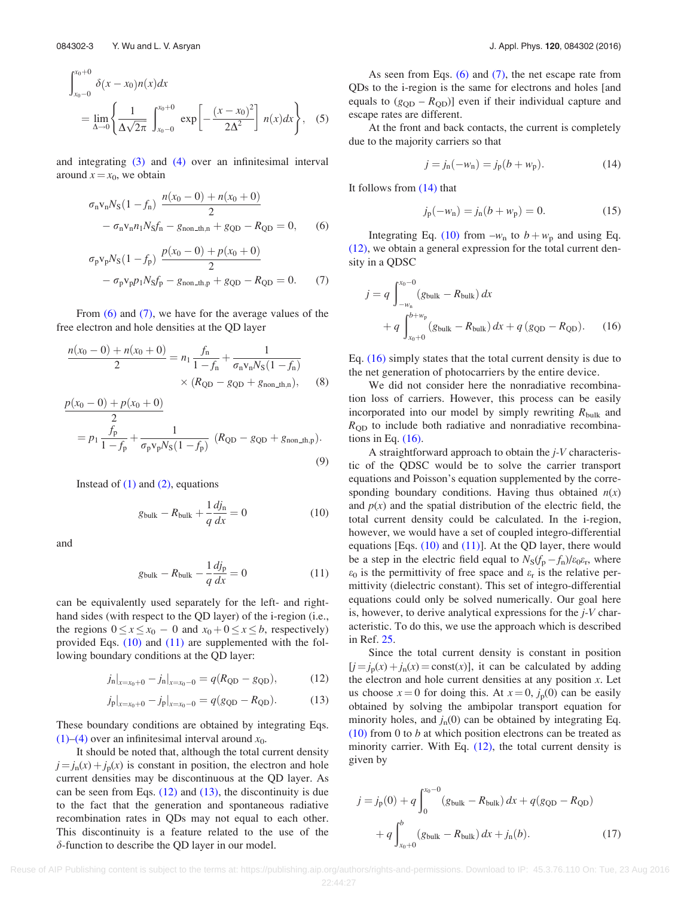$$\int_{x_0-0}^{x_0+0} \delta(x-x_0)n(x)dx = \lim_{\Delta\to 0}\left\{\frac{1}{\Delta\sqrt{2\pi}}\int_{x_0-0}^{x_0+0}\exp\left[-\frac{(x-x_0)^2}{2\Delta^2}\right]n(x)dx\right\}, \quad (5)$$

and integrating (3) and (4) over an infinitesimal interval around $x = x_0$, we obtain

$$\sigma_n v_n N_S(1-f_n)\,\frac{n(x_0-0)+n(x_0+0)}{2} - \sigma_n v_n n_1 N_S f_n - g_{\mathrm{non\_th,n}} + g_{\mathrm{QD}} - R_{\mathrm{QD}} = 0, \quad (6)$$

$$\sigma_p v_p N_S(1-f_p)\,\frac{p(x_0-0)+p(x_0+0)}{2} - \sigma_p v_p p_1 N_S f_p - g_{\mathrm{non\_th,p}} + g_{\mathrm{QD}} - R_{\mathrm{QD}} = 0. \quad (7)$$

From (6) and (7), we have for the average values of the free electron and hole densities at the QD layer

$$\frac{n(x_0-0)+n(x_0+0)}{2} = n_1\frac{f_n}{1-f_n} + \frac{1}{\sigma_n v_n N_S(1-f_n)} \times (R_{\mathrm{QD}} - g_{\mathrm{QD}} + g_{\mathrm{non\_th,n}}), \quad (8)$$

$$\frac{p(x_0-0)+p(x_0+0)}{2} = p_1\frac{f_p}{1-f_p} + \frac{1}{\sigma_p v_p N_S(1-f_p)}\,(R_{\mathrm{QD}} - g_{\mathrm{QD}} + g_{\mathrm{non\_th,p}}). \quad (9)$$

Instead of (1) and (2), equations

$$g_{\mathrm{bulk}} - R_{\mathrm{bulk}} + \frac{1}{q}\frac{dj_n}{dx} = 0 \quad (10)$$

and

$$g_{\mathrm{bulk}} - R_{\mathrm{bulk}} - \frac{1}{q}\frac{dj_p}{dx} = 0 \quad (11)$$

can be equivalently used separately for the left- and right-hand sides (with respect to the QD layer) of the i-region (i.e., the regions $0 \le x \le x_0 - 0$ and $x_0 + 0 \le x \le b$, respectively) provided Eqs. (10) and (11) are supplemented with the following boundary conditions at the QD layer:

$$j_n|_{x=x_0+0} - j_n|_{x=x_0-0} = q(R_{\mathrm{QD}} - g_{\mathrm{QD}}), \quad (12)$$

$$j_p|_{x=x_0+0} - j_p|_{x=x_0-0} = q(g_{\mathrm{QD}} - R_{\mathrm{QD}}). \quad (13)$$

These boundary conditions are obtained by integrating Eqs. (1)–(4) over an infinitesimal interval around $x_0$.

It should be noted that, although the total current density $j = j_n(x) + j_p(x)$ is constant in position, the electron and hole current densities may be discontinuous at the QD layer. As can be seen from Eqs. (12) and (13), the discontinuity is due to the fact that the generation and spontaneous radiative recombination rates in QDs may not equal to each other. This discontinuity is a feature related to the use of the $\delta$-function to describe the QD layer in our model.

As seen from Eqs. (6) and (7), the net escape rate from QDs to the i-region is the same for electrons and holes [and equals to $(g_{\mathrm{QD}} - R_{\mathrm{QD}})$] even if their individual capture and escape rates are different.

At the front and back contacts, the current is completely due to the majority carriers so that

$$j = j_n(-w_n) = j_p(b + w_p). \quad (14)$$

It follows from (14) that

$$j_p(-w_n) = j_n(b + w_p) = 0. \quad (15)$$

Integrating Eq. (10) from $-w_n$ to $b + w_p$ and using Eq. (12), we obtain a general expression for the total current density in a QDSC

$$j = q\int_{-w_n}^{x_0-0}(g_{\mathrm{bulk}} - R_{\mathrm{bulk}})\,dx + q\int_{x_0+0}^{b+w_p}(g_{\mathrm{bulk}} - R_{\mathrm{bulk}})\,dx + q\,(g_{\mathrm{QD}} - R_{\mathrm{QD}}). \quad (16)$$

Eq. (16) simply states that the total current density is due to the net generation of photocarriers by the entire device.

We did not consider here the nonradiative recombination loss of carriers. However, this process can be easily incorporated into our model by simply rewriting $R_{\mathrm{bulk}}$ and $R_{\mathrm{QD}}$ to include both radiative and nonradiative recombinations in Eq. (16).

A straightforward approach to obtain the *j*-*V* characteristic of the QDSC would be to solve the carrier transport equations and Poisson's equation supplemented by the corresponding boundary conditions. Having thus obtained $n(x)$ and $p(x)$ and the spatial distribution of the electric field, the total current density could be calculated. In the i-region, however, we would have a set of coupled integro-differential equations [Eqs. (10) and (11)]. At the QD layer, there would be a step in the electric field equal to $N_S(f_p - f_n)/\varepsilon_0\varepsilon_r$, where $\varepsilon_0$ is the permittivity of free space and $\varepsilon_r$ is the relative permittivity (dielectric constant). This set of integro-differential equations could only be solved numerically. Our goal here is, however, to derive analytical expressions for the *j*-*V* characteristic. To do this, we use the approach which is described in Ref. 25.

Since the total current density is constant in position $[j = j_p(x) + j_n(x) = \mathrm{const}(x)]$, it can be calculated by adding the electron and hole current densities at any position $x$. Let us choose $x = 0$ for doing this. At $x = 0$, $j_p(0)$ can be easily obtained by solving the ambipolar transport equation for minority holes, and $j_n(0)$ can be obtained by integrating Eq. (10) from 0 to $b$ at which position electrons can be treated as minority carrier. With Eq. (12), the total current density is given by

$$j = j_p(0) + q\int_0^{x_0-0}(g_{\mathrm{bulk}} - R_{\mathrm{bulk}})\,dx + q(g_{\mathrm{QD}} - R_{\mathrm{QD}}) + q\int_{x_0+0}^{b}(g_{\mathrm{bulk}} - R_{\mathrm{bulk}})\,dx + j_n(b). \quad (17)$$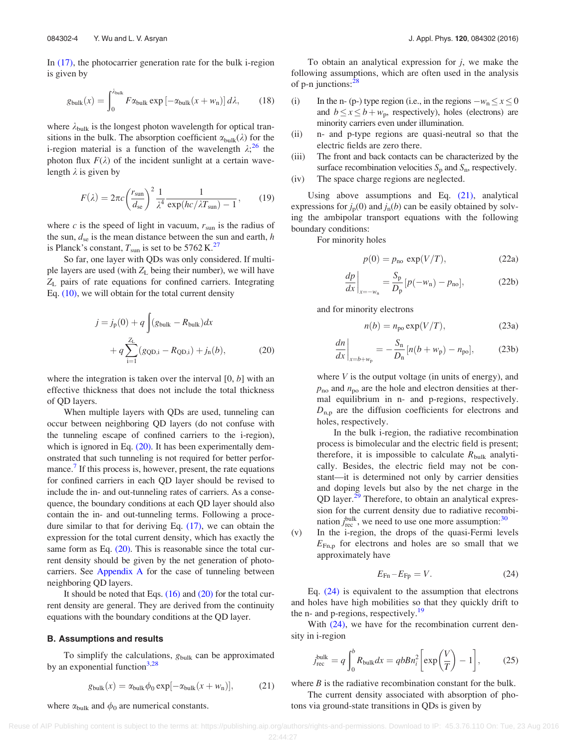In (17), the photocarrier generation rate for the bulk i-region is given by

$$g_{\rm bulk}(x) = \int_0^{\lambda_{\rm bulk}} F\alpha_{\rm bulk} \exp\left[-\alpha_{\rm bulk}(x + w_{\rm n})\right] d\lambda, \qquad (18)$$

where $\lambda_{\rm bulk}$ is the longest photon wavelength for optical transitions in the bulk. The absorption coefficient $\alpha_{\rm bulk}(\lambda)$ for the i-region material is a function of the wavelength $\lambda$;[26] the photon flux $F(\lambda)$ of the incident sunlight at a certain wavelength $\lambda$ is given by

$$F(\lambda) = 2\pi c \left(\frac{r_{\rm sun}}{d_{\rm se}}\right)^2 \frac{1}{\lambda^4} \frac{1}{\exp(hc/\lambda T_{\rm sun}) - 1}, \qquad (19)$$

where $c$ is the speed of light in vacuum, $r_{\rm sun}$ is the radius of the sun, $d_{\rm se}$ is the mean distance between the sun and earth, $h$ is Planck's constant, $T_{\rm sun}$ is set to be 5762 K.[27]

So far, one layer with QDs was only considered. If multiple layers are used (with $Z_{\rm L}$ being their number), we will have $Z_{\rm L}$ pairs of rate equations for confined carriers. Integrating Eq. (10), we will obtain for the total current density

$$j = j_{\rm p}(0) + q\int (g_{\rm bulk} - R_{\rm bulk})dx + q\sum_{\rm i=1}^{Z_{\rm L}} (g_{\rm QD,i} - R_{\rm QD,i}) + j_{\rm n}(b), \qquad (20)$$

where the integration is taken over the interval [0, $b$] with an effective thickness that does not include the total thickness of QD layers.

When multiple layers with QDs are used, tunneling can occur between neighboring QD layers (do not confuse with the tunneling escape of confined carriers to the i-region), which is ignored in Eq. (20). It has been experimentally demonstrated that such tunneling is not required for better performance.[7] If this process is, however, present, the rate equations for confined carriers in each QD layer should be revised to include the in- and out-tunneling rates of carriers. As a consequence, the boundary conditions at each QD layer should also contain the in- and out-tunneling terms. Following a procedure similar to that for deriving Eq. (17), we can obtain the expression for the total current density, which has exactly the same form as Eq. (20). This is reasonable since the total current density should be given by the net generation of photocarriers. See Appendix A for the case of tunneling between neighboring QD layers.

It should be noted that Eqs. (16) and (20) for the total current density are general. They are derived from the continuity equations with the boundary conditions at the QD layer.

### B. Assumptions and results

To simplify the calculations, $g_{\rm bulk}$ can be approximated by an exponential function[3,28]

$$g_{\rm bulk}(x) = \alpha_{\rm bulk}\phi_0 \exp[-\alpha_{\rm bulk}(x + w_{\rm n})], \qquad (21)$$

where $\alpha_{\rm bulk}$ and $\phi_0$ are numerical constants.

To obtain an analytical expression for $j$, we make the following assumptions, which are often used in the analysis of p-n junctions:[28]

(i) In the n- (p-) type region (i.e., in the regions $-w_{\rm n} \le x \le 0$ and $b \le x \le b + w_{\rm p}$, respectively), holes (electrons) are minority carriers even under illumination.
(ii) n- and p-type regions are quasi-neutral so that the electric fields are zero there.
(iii) The front and back contacts can be characterized by the surface recombination velocities $S_{\rm p}$ and $S_{\rm n}$, respectively.
(iv) The space charge regions are neglected.

Using above assumptions and Eq. (21), analytical expressions for $j_{\rm p}(0)$ and $j_{\rm n}(b)$ can be easily obtained by solving the ambipolar transport equations with the following boundary conditions:

For minority holes

$$p(0) = p_{\rm no}\exp(V/T), \qquad (22a)$$

$$\left.\frac{dp}{dx}\right|_{x=-w_{\rm n}} = \frac{S_{\rm p}}{D_{\rm p}}[p(-w_{\rm n}) - p_{\rm no}], \qquad (22b)$$

and for minority electrons

$$n(b) = n_{\rm po}\exp(V/T), \qquad (23a)$$

$$\left.\frac{dn}{dx}\right|_{x=b+w_{\rm p}} = -\frac{S_{\rm n}}{D_{\rm n}}[n(b + w_{\rm p}) - n_{\rm po}], \qquad (23b)$$

where $V$ is the output voltage (in units of energy), and $p_{\rm no}$ and $n_{\rm po}$ are the hole and electron densities at thermal equilibrium in n- and p-regions, respectively. $D_{\rm n,p}$ are the diffusion coefficients for electrons and holes, respectively.

In the bulk i-region, the radiative recombination process is bimolecular and the electric field is present; therefore, it is impossible to calculate $R_{\rm bulk}$ analytically. Besides, the electric field may not be constant—it is determined not only by carrier densities and doping levels but also by the net charge in the QD layer.[29] Therefore, to obtain an analytical expression for the current density due to radiative recombination $j_{\rm rec}^{\rm bulk}$, we need to use one more assumption:[30]

(v) In the i-region, the drops of the quasi-Fermi levels $E_{\rm Fn,p}$ for electrons and holes are so small that we approximately have

$$E_{\rm Fn} - E_{\rm Fp} = V. \qquad (24)$$

Eq. (24) is equivalent to the assumption that electrons and holes have high mobilities so that they quickly drift to the n- and p-regions, respectively.[19]

With (24), we have for the recombination current density in i-region

$$j_{\rm rec}^{\rm bulk} = q\int_0^b R_{\rm bulk}dx = qbBn_i^2\left[\exp\left(\frac{V}{T}\right) - 1\right], \qquad (25)$$

where $B$ is the radiative recombination constant for the bulk.

The current density associated with absorption of photons via ground-state transitions in QDs is given by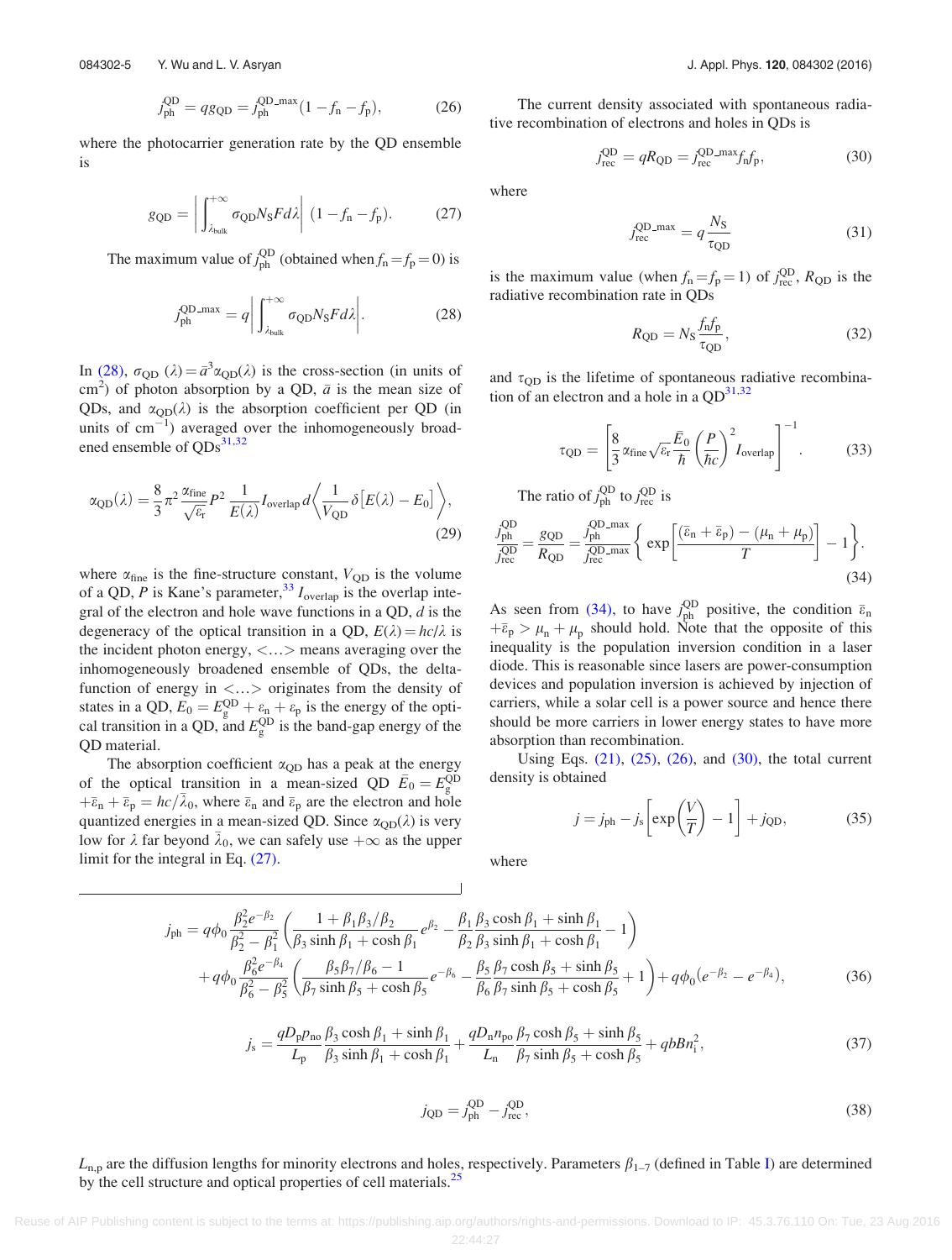$$j_{\rm ph}^{\rm QD} = q g_{\rm QD} = j_{\rm ph}^{\rm QD\_max}(1 - f_{\rm n} - f_{\rm p}), \tag{26}$$

where the photocarrier generation rate by the QD ensemble is

$$g_{\rm QD} = \left| \int_{\lambda_{\rm bulk}}^{+\infty} \sigma_{\rm QD} N_{\rm S} F d\lambda \right| (1 - f_{\rm n} - f_{\rm p}). \tag{27}$$

The maximum value of $j_{\rm ph}^{\rm QD}$ (obtained when $f_{\rm n} = f_{\rm p} = 0$) is

$$j_{\rm ph}^{\rm QD\_max} = q \left| \int_{\lambda_{\rm bulk}}^{+\infty} \sigma_{\rm QD} N_{\rm S} F d\lambda \right|. \tag{28}$$

In (28), $\sigma_{\rm QD}(\lambda) = \bar{a}^3 \alpha_{\rm QD}(\lambda)$ is the cross-section (in units of $\text{cm}^2$) of photon absorption by a QD, $\bar{a}$ is the mean size of QDs, and $\alpha_{\rm QD}(\lambda)$ is the absorption coefficient per QD (in units of $\text{cm}^{-1}$) averaged over the inhomogeneously broadened ensemble of QDs[31,32]

$$\alpha_{\rm QD}(\lambda) = \frac{8}{3}\pi^2 \frac{\alpha_{\rm fine}}{\sqrt{\varepsilon_{\rm r}}} P^2 \frac{1}{E(\lambda)} I_{\rm overlap}\, d \left\langle \frac{1}{V_{\rm QD}} \delta[E(\lambda) - E_0] \right\rangle, \tag{29}$$

where $\alpha_{\rm fine}$ is the fine-structure constant, $V_{\rm QD}$ is the volume of a QD, $P$ is Kane's parameter,[33] $I_{\rm overlap}$ is the overlap integral of the electron and hole wave functions in a QD, $d$ is the degeneracy of the optical transition in a QD, $E(\lambda) = hc/\lambda$ is the incident photon energy, $<\ldots>$ means averaging over the inhomogeneously broadened ensemble of QDs, the delta-function of energy in $<\ldots>$ originates from the density of states in a QD, $E_0 = E_{\rm g}^{\rm QD} + \varepsilon_{\rm n} + \varepsilon_{\rm p}$ is the energy of the optical transition in a QD, and $E_{\rm g}^{\rm QD}$ is the band-gap energy of the QD material.

The absorption coefficient $\alpha_{\rm QD}$ has a peak at the energy of the optical transition in a mean-sized QD $\bar{E}_0 = E_{\rm g}^{\rm QD} + \bar{\varepsilon}_{\rm n} + \bar{\varepsilon}_{\rm p} = hc/\bar{\lambda}_0$, where $\bar{\varepsilon}_{\rm n}$ and $\bar{\varepsilon}_{\rm p}$ are the electron and hole quantized energies in a mean-sized QD. Since $\alpha_{\rm QD}(\lambda)$ is very low for $\lambda$ far beyond $\bar{\lambda}_0$, we can safely use $+\infty$ as the upper limit for the integral in Eq. (27).

The current density associated with spontaneous radiative recombination of electrons and holes in QDs is

$$j_{\rm rec}^{\rm QD} = q R_{\rm QD} = j_{\rm rec}^{\rm QD\_max} f_{\rm n} f_{\rm p}, \tag{30}$$

where

$$j_{\rm rec}^{\rm QD\_max} = q \frac{N_{\rm S}}{\tau_{\rm QD}} \tag{31}$$

is the maximum value (when $f_{\rm n} = f_{\rm p} = 1$) of $j_{\rm rec}^{\rm QD}$, $R_{\rm QD}$ is the radiative recombination rate in QDs

$$R_{\rm QD} = N_{\rm S} \frac{f_{\rm n} f_{\rm p}}{\tau_{\rm QD}}, \tag{32}$$

and $\tau_{\rm QD}$ is the lifetime of spontaneous radiative recombination of an electron and a hole in a QD[31,32]

$$\tau_{\rm QD} = \left[ \frac{8}{3} \alpha_{\rm fine} \sqrt{\varepsilon_{\rm r}} \frac{\bar{E}_0}{\hbar} \left( \frac{P}{\hbar c} \right)^2 I_{\rm overlap} \right]^{-1}. \tag{33}$$

The ratio of $j_{\rm ph}^{\rm QD}$ to $j_{\rm rec}^{\rm QD}$ is

$$\frac{j_{\rm ph}^{\rm QD}}{j_{\rm rec}^{\rm QD}} = \frac{g_{\rm QD}}{R_{\rm QD}} = \frac{j_{\rm ph}^{\rm QD\_max}}{j_{\rm rec}^{\rm QD\_max}} \left\{ \exp\left[ \frac{(\bar{\varepsilon}_{\rm n} + \bar{\varepsilon}_{\rm p}) - (\mu_{\rm n} + \mu_{\rm p})}{T} \right] - 1 \right\}. \tag{34}$$

As seen from (34), to have $j_{\rm ph}^{\rm QD}$ positive, the condition $\bar{\varepsilon}_{\rm n} + \bar{\varepsilon}_{\rm p} > \mu_{\rm n} + \mu_{\rm p}$ should hold. Note that the opposite of this inequality is the population inversion condition in a laser diode. This is reasonable since lasers are power-consumption devices and population inversion is achieved by injection of carriers, while a solar cell is a power source and hence there should be more carriers in lower energy states to have more absorption than recombination.

Using Eqs. (21), (25), (26), and (30), the total current density is obtained

$$j = j_{\rm ph} - j_{\rm s}\left[ \exp\left( \frac{V}{T} \right) - 1 \right] + j_{\rm QD}, \tag{35}$$

where

$$j_{\rm ph} = q\phi_0 \frac{\beta_2^2 e^{-\beta_2}}{\beta_2^2 - \beta_1^2} \left( \frac{1 + \beta_1\beta_3/\beta_2}{\beta_3 \sinh\beta_1 + \cosh\beta_1} e^{\beta_2} - \frac{\beta_1}{\beta_2} \frac{\beta_3 \cosh\beta_1 + \sinh\beta_1}{\beta_3 \sinh\beta_1 + \cosh\beta_1} - 1 \right) + q\phi_0 \frac{\beta_6^2 e^{-\beta_4}}{\beta_6^2 - \beta_5^2} \left( \frac{\beta_5\beta_7/\beta_6 - 1}{\beta_7 \sinh\beta_5 + \cosh\beta_5} e^{-\beta_6} - \frac{\beta_5}{\beta_6} \frac{\beta_7 \cosh\beta_5 + \sinh\beta_5}{\beta_7 \sinh\beta_5 + \cosh\beta_5} + 1 \right) + q\phi_0 (e^{-\beta_2} - e^{-\beta_4}), \tag{36}$$

$$j_{\rm s} = \frac{qD_{\rm p} p_{\rm no}}{L_{\rm p}} \frac{\beta_3 \cosh\beta_1 + \sinh\beta_1}{\beta_3 \sinh\beta_1 + \cosh\beta_1} + \frac{qD_{\rm n} n_{\rm po}}{L_{\rm n}} \frac{\beta_7 \cosh\beta_5 + \sinh\beta_5}{\beta_7 \sinh\beta_5 + \cosh\beta_5} + qbBn_{\rm i}^2, \tag{37}$$

$$j_{\rm QD} = j_{\rm ph}^{\rm QD} - j_{\rm rec}^{\rm QD}, \tag{38}$$

$L_{\rm n,p}$ are the diffusion lengths for minority electrons and holes, respectively. Parameters $\beta_{1-7}$ (defined in Table I) are determined by the cell structure and optical properties of cell materials.[25]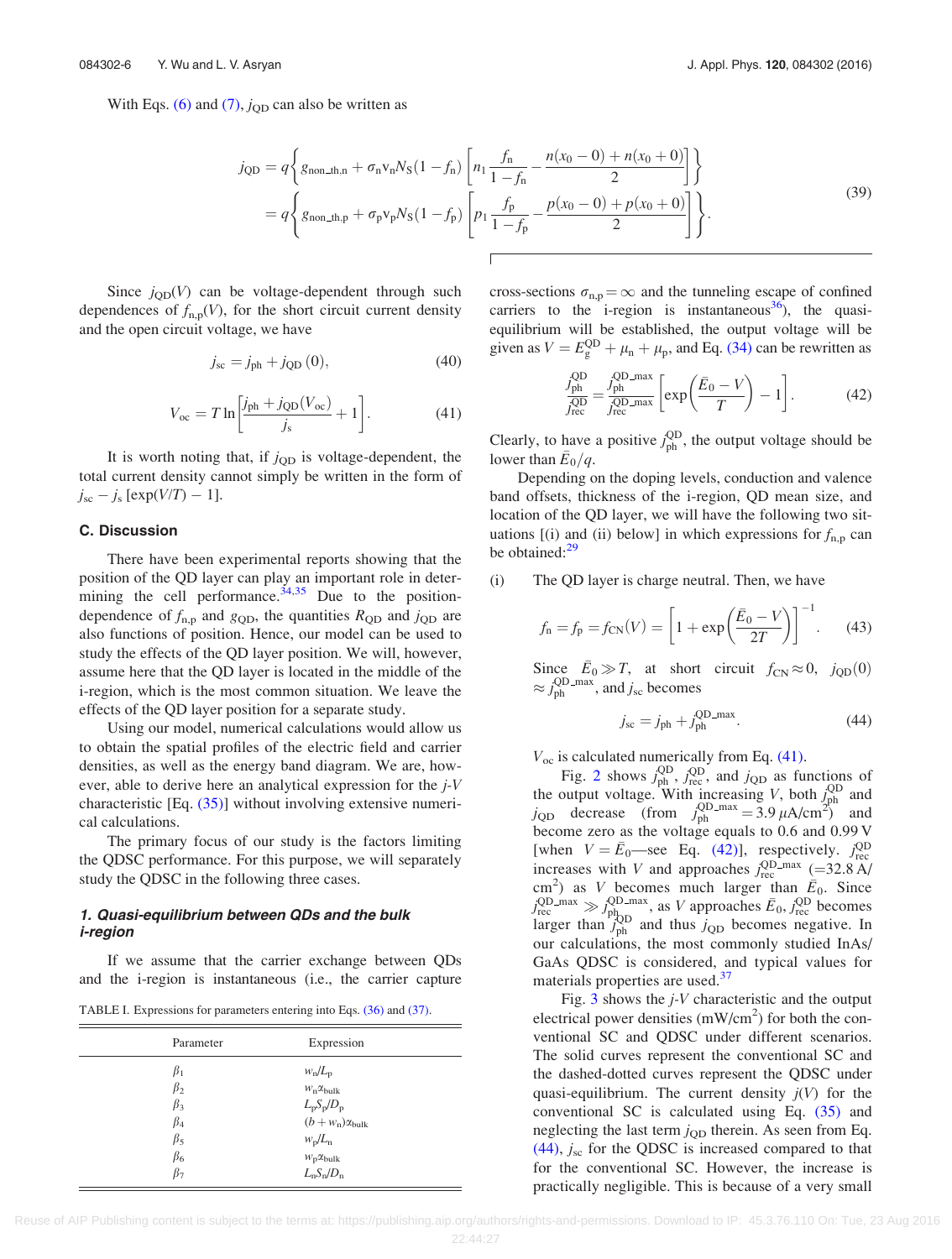With Eqs. (6) and (7), $j_{QD}$ can also be written as

$$
\begin{aligned}
j_{QD} &= q\left\{g_{non\_th,n} + \sigma_n v_n N_S (1-f_n)\left[n_1 \frac{f_n}{1-f_n} - \frac{n(x_0-0)+n(x_0+0)}{2}\right]\right\} \\
&= q\left\{g_{non\_th,p} + \sigma_p v_p N_S (1-f_p)\left[p_1 \frac{f_p}{1-f_p} - \frac{p(x_0-0)+p(x_0+0)}{2}\right]\right\}.
\end{aligned} \tag{39}
$$

Since $j_{QD}(V)$ can be voltage-dependent through such dependences of $f_{n,p}(V)$, for the short circuit current density and the open circuit voltage, we have

$$j_{sc} = j_{ph} + j_{QD}(0), \tag{40}$$

$$V_{oc} = T \ln\left[\frac{j_{ph} + j_{QD}(V_{oc})}{j_s} + 1\right]. \tag{41}$$

It is worth noting that, if $j_{QD}$ is voltage-dependent, the total current density cannot simply be written in the form of $j_{sc} - j_s\,[\exp(V/T) - 1]$.

### C. Discussion

There have been experimental reports showing that the position of the QD layer can play an important role in determining the cell performance.[34,35] Due to the position-dependence of $f_{n,p}$ and $g_{QD}$, the quantities $R_{QD}$ and $j_{QD}$ are also functions of position. Hence, our model can be used to study the effects of the QD layer position. We will, however, assume here that the QD layer is located in the middle of the i-region, which is the most common situation. We leave the effects of the QD layer position for a separate study.

Using our model, numerical calculations would allow us to obtain the spatial profiles of the electric field and carrier densities, as well as the energy band diagram. We are, however, able to derive here an analytical expression for the *j-V* characteristic [Eq. (35)] without involving extensive numerical calculations.

The primary focus of our study is the factors limiting the QDSC performance. For this purpose, we will separately study the QDSC in the following three cases.

#### 1. Quasi-equilibrium between QDs and the bulk i-region

If we assume that the carrier exchange between QDs and the i-region is instantaneous (i.e., the carrier capture cross-sections $\sigma_{n,p} = \infty$ and the tunneling escape of confined carriers to the i-region is instantaneous[36]), the quasi-equilibrium will be established, the output voltage will be given as $V = E_g^{QD} + \mu_n + \mu_p$, and Eq. (34) can be rewritten as

$$\frac{j_{ph}^{QD}}{j_{rec}^{QD}} = \frac{j_{ph}^{QD\_max}}{j_{rec}^{QD\_max}}\left[\exp\left(\frac{\bar{E}_0 - V}{T}\right) - 1\right]. \tag{42}$$

Clearly, to have a positive $j_{ph}^{QD}$, the output voltage should be lower than $\bar{E}_0/q$.

Depending on the doping levels, conduction and valence band offsets, thickness of the i-region, QD mean size, and location of the QD layer, we will have the following two situations [(i) and (ii) below] in which expressions for $f_{n,p}$ can be obtained:[29]

(i) The QD layer is charge neutral. Then, we have

$$f_n = f_p = f_{CN}(V) = \left[1 + \exp\left(\frac{\bar{E}_0 - V}{2T}\right)\right]^{-1}. \tag{43}$$

Since $\bar{E}_0 \gg T$, at short circuit $f_{CN} \approx 0$, $j_{QD}(0) \approx j_{ph}^{QD\_max}$, and $j_{sc}$ becomes

$$j_{sc} = j_{ph} + j_{ph}^{QD\_max}. \tag{44}$$

$V_{oc}$ is calculated numerically from Eq. (41).

Fig. 2 shows $j_{ph}^{QD}$, $j_{rec}^{QD}$, and $j_{QD}$ as functions of the output voltage. With increasing $V$, both $j_{ph}^{QD}$ and $j_{QD}$ decrease (from $j_{ph}^{QD\_max} = 3.9\ \mu A/cm^2$) and become zero as the voltage equals to 0.6 and 0.99 V [when $V = \bar{E}_0$—see Eq. (42)], respectively. $j_{rec}^{QD}$ increases with $V$ and approaches $j_{rec}^{QD\_max}$ (=32.8 A/cm$^2$) as $V$ becomes much larger than $\bar{E}_0$. Since $j_{rec}^{QD\_max} \gg j_{ph}^{QD\_max}$, as $V$ approaches $\bar{E}_0$, $j_{rec}^{QD}$ becomes larger than $j_{ph}^{QD}$ and thus $j_{QD}$ becomes negative. In our calculations, the most commonly studied InAs/GaAs QDSC is considered, and typical values for materials properties are used.[37]

Fig. 3 shows the *j-V* characteristic and the output electrical power densities (mW/cm$^2$) for both the conventional SC and QDSC under different scenarios. The solid curves represent the conventional SC and the dashed-dotted curves represent the QDSC under quasi-equilibrium. The current density $j(V)$ for the conventional SC is calculated using Eq. (35) and neglecting the last term $j_{QD}$ therein. As seen from Eq. (44), $j_{sc}$ for the QDSC is increased compared to that for the conventional SC. However, the increase is practically negligible. This is because of a very small

TABLE I. Expressions for parameters entering into Eqs. (36) and (37).

| Parameter | Expression |
|---|---|
| $\beta_1$ | $w_n/L_p$ |
| $\beta_2$ | $w_n\alpha_{bulk}$ |
| $\beta_3$ | $L_pS_p/D_p$ |
| $\beta_4$ | $(b+w_n)\alpha_{bulk}$ |
| $\beta_5$ | $w_p/L_n$ |
| $\beta_6$ | $w_p\alpha_{bulk}$ |
| $\beta_7$ | $L_nS_n/D_n$ |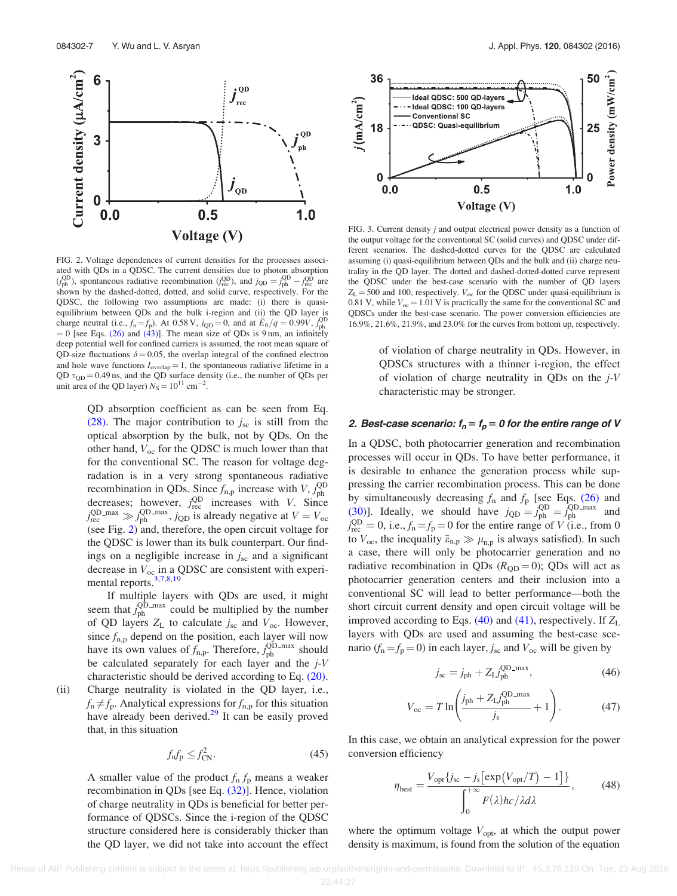FIG. 2. Voltage dependences of current densities for the processes associated with QDs in a QDSC. The current densities due to photon absorption ($j_{ph}^{QD}$), spontaneous radiative recombination ($j_{rec}^{QD}$), and $j_{QD} = j_{ph}^{QD} - j_{rec}^{QD}$ are shown by the dashed-dotted, dotted, and solid curve, respectively. For the QDSC, the following two assumptions are made: (i) there is quasi-equilibrium between QDs and the bulk i-region and (ii) the QD layer is charge neutral (i.e., $f_n = f_p$). At 0.58 V, $j_{QD} = 0$, and at $\bar{E}_0/q = 0.99V$, $j_{ph}^{QD} = 0$ [see Eqs. (26) and (43)]. The mean size of QDs is 9 nm, an infinitely deep potential well for confined carriers is assumed, the root mean square of QD-size fluctuations $\delta = 0.05$, the overlap integral of the confined electron and hole wave functions $I_{overlap} = 1$, the spontaneous radiative lifetime in a QD $\tau_{QD} = 0.49$ ns, and the QD surface density (i.e., the number of QDs per unit area of the QD layer) $N_S = 10^{11}$ cm$^{-2}$.

QD absorption coefficient as can be seen from Eq. (28). The major contribution to $j_{sc}$ is still from the optical absorption by the bulk, not by QDs. On the other hand, $V_{oc}$ for the QDSC is much lower than that for the conventional SC. The reason for voltage degradation is in a very strong spontaneous radiative recombination in QDs. Since $f_{n,p}$ increase with $V$, $j_{ph}^{QD}$ decreases; however, $j_{rec}^{QD}$ increases with $V$. Since $j_{rec}^{QD\_max} \gg j_{ph}^{QD\_max}$, $j_{QD}$ is already negative at $V = V_{oc}$ (see Fig. 2) and, therefore, the open circuit voltage for the QDSC is lower than its bulk counterpart. Our findings on a negligible increase in $j_{sc}$ and a significant decrease in $V_{oc}$ in a QDSC are consistent with experimental reports.[3,7,8,19]

If multiple layers with QDs are used, it might seem that $j_{ph}^{QD\_max}$ could be multiplied by the number of QD layers $Z_L$ to calculate $j_{sc}$ and $V_{oc}$. However, since $f_{n,p}$ depend on the position, each layer will now have its own values of $f_{n,p}$. Therefore, $j_{ph}^{QD\_max}$ should be calculated separately for each layer and the $j$-$V$ characteristic should be derived according to Eq. (20).

(ii) Charge neutrality is violated in the QD layer, i.e., $f_n \neq f_p$. Analytical expressions for $f_{n,p}$ for this situation have already been derived.[29] It can be easily proved that, in this situation

$$f_n f_p \leq f_{CN}^2. \tag{45}$$

A smaller value of the product $f_n f_p$ means a weaker recombination in QDs [see Eq. (32)]. Hence, violation of charge neutrality in QDs is beneficial for better performance of QDSCs. Since the i-region of the QDSC structure considered here is considerably thicker than the QD layer, we did not take into account the effect of violation of charge neutrality in QDs. However, in QDSCs structures with a thinner i-region, the effect of violation of charge neutrality in QDs on the $j$-$V$ characteristic may be stronger.

FIG. 3. Current density $j$ and output electrical power density as a function of the output voltage for the conventional SC (solid curves) and QDSC under different scenarios. The dashed-dotted curves for the QDSC are calculated assuming (i) quasi-equilibrium between QDs and the bulk and (ii) charge neutrality in the QD layer. The dotted and dashed-dotted-dotted curve represent the QDSC under the best-case scenario with the number of QD layers $Z_L = 500$ and 100, respectively. $V_{oc}$ for the QDSC under quasi-equilibrium is 0.81 V, while $V_{oc} = 1.01$ V is practically the same for the conventional SC and QDSCs under the best-case scenario. The power conversion efficiencies are 16.9%, 21.6%, 21.9%, and 23.0% for the curves from bottom up, respectively.

#### 2. Best-case scenario: $f_n = f_p = 0$ for the entire range of $V$

In a QDSC, both photocarrier generation and recombination processes will occur in QDs. To have better performance, it is desirable to enhance the generation process while suppressing the carrier recombination process. This can be done by simultaneously decreasing $f_n$ and $f_p$ [see Eqs. (26) and (30)]. Ideally, we should have $j_{QD} = j_{ph}^{QD} = j_{ph}^{QD\_max}$ and $j_{rec}^{QD} = 0$, i.e., $f_n = f_p = 0$ for the entire range of $V$ (i.e., from 0 to $V_{oc}$, the inequality $\bar{\varepsilon}_{n,p} \gg \mu_{n,p}$ is always satisfied). In such a case, there will only be photocarrier generation and no radiative recombination in QDs ($R_{QD} = 0$); QDs will act as photocarrier generation centers and their inclusion into a conventional SC will lead to better performance—both the short circuit current density and open circuit voltage will be improved according to Eqs. (40) and (41), respectively. If $Z_L$ layers with QDs are used and assuming the best-case scenario ($f_n = f_p = 0$) in each layer, $j_{sc}$ and $V_{oc}$ will be given by

$$j_{sc} = j_{ph} + Z_L j_{ph}^{QD\_max}, \tag{46}$$

$$V_{oc} = T \ln\left(\frac{j_{ph} + Z_L j_{ph}^{QD\_max}}{j_s} + 1\right). \tag{47}$$

In this case, we obtain an analytical expression for the power conversion efficiency

$$\eta_{best} = \frac{V_{opt}\{j_{sc} - j_s[\exp(V_{opt}/T) - 1]\}}{\int_0^{+\infty} F(\lambda)hc/\lambda d\lambda}, \tag{48}$$

where the optimum voltage $V_{opt}$, at which the output power density is maximum, is found from the solution of the equation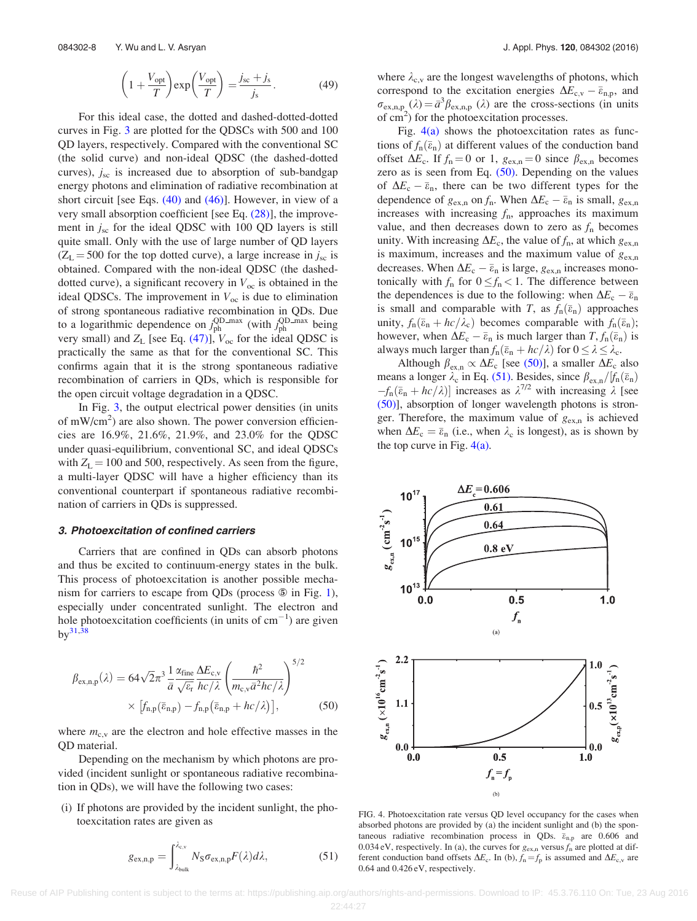$$\left(1+\frac{V_{\rm opt}}{T}\right)\exp\left(\frac{V_{\rm opt}}{T}\right)=\frac{j_{\rm sc}+j_{\rm s}}{j_{\rm s}}. \tag{49}$$

For this ideal case, the dotted and dashed-dotted-dotted curves in Fig. 3 are plotted for the QDSCs with 500 and 100 QD layers, respectively. Compared with the conventional SC (the solid curve) and non-ideal QDSC (the dashed-dotted curves), $j_{\rm sc}$ is increased due to absorption of sub-bandgap energy photons and elimination of radiative recombination at short circuit [see Eqs. (40) and (46)]. However, in view of a very small absorption coefficient [see Eq. (28)], the improvement in $j_{\rm sc}$ for the ideal QDSC with 100 QD layers is still quite small. Only with the use of large number of QD layers ($Z_{\rm L}=500$ for the top dotted curve), a large increase in $j_{\rm sc}$ is obtained. Compared with the non-ideal QDSC (the dashed-dotted curve), a significant recovery in $V_{\rm oc}$ is obtained in the ideal QDSCs. The improvement in $V_{\rm oc}$ is due to elimination of strong spontaneous radiative recombination in QDs. Due to a logarithmic dependence on $j_{\rm ph}^{\rm QD\_max}$ (with $j_{\rm ph}^{\rm QD\_max}$ being very small) and $Z_{\rm L}$ [see Eq. (47)], $V_{\rm oc}$ for the ideal QDSC is practically the same as that for the conventional SC. This confirms again that it is the strong spontaneous radiative recombination of carriers in QDs, which is responsible for the open circuit voltage degradation in a QDSC.

In Fig. 3, the output electrical power densities (in units of mW/cm$^2$) are also shown. The power conversion efficiencies are 16.9%, 21.6%, 21.9%, and 23.0% for the QDSC under quasi-equilibrium, conventional SC, and ideal QDSCs with $Z_{\rm L}=100$ and 500, respectively. As seen from the figure, a multi-layer QDSC will have a higher efficiency than its conventional counterpart if spontaneous radiative recombination of carriers in QDs is suppressed.

### 3. Photoexcitation of confined carriers

Carriers that are confined in QDs can absorb photons and thus be excited to continuum-energy states in the bulk. This process of photoexcitation is another possible mechanism for carriers to escape from QDs (process ⑤ in Fig. 1), especially under concentrated sunlight. The electron and hole photoexcitation coefficients (in units of cm$^{-1}$) are given by[31,38]

$$\beta_{\rm ex,n,p}(\lambda)=64\sqrt{2}\pi^3\frac{1}{\bar{a}}\frac{\alpha_{\rm fine}}{\sqrt{\varepsilon_{\rm r}}}\frac{\Delta E_{\rm c,v}}{hc/\lambda}\left(\frac{\hbar^2}{m_{\rm c,v}\bar{a}^2hc/\lambda}\right)^{5/2}\times\left[f_{\rm n,p}(\bar{\varepsilon}_{\rm n,p})-f_{\rm n,p}(\bar{\varepsilon}_{\rm n,p}+hc/\lambda)\right], \tag{50}$$

where $m_{\rm c,v}$ are the electron and hole effective masses in the QD material.

Depending on the mechanism by which photons are provided (incident sunlight or spontaneous radiative recombination in QDs), we will have the following two cases:

(i) If photons are provided by the incident sunlight, the photoexcitation rates are given as

$$g_{\rm ex,n,p}=\int_{\lambda_{\rm bulk}}^{\lambda_{\rm c,v}}N_{\rm S}\sigma_{\rm ex,n,p}F(\lambda)d\lambda, \tag{51}$$

where $\lambda_{\rm c,v}$ are the longest wavelengths of photons, which correspond to the excitation energies $\Delta E_{\rm c,v}-\bar{\varepsilon}_{\rm n,p}$, and $\sigma_{\rm ex,n,p}(\lambda)=\bar{a}^3\beta_{\rm ex,n,p}(\lambda)$ are the cross-sections (in units of cm$^2$) for the photoexcitation processes.

Fig. 4(a) shows the photoexcitation rates as functions of $f_{\rm n}(\bar{\varepsilon}_{\rm n})$ at different values of the conduction band offset $\Delta E_{\rm c}$. If $f_{\rm n}=0$ or 1, $g_{\rm ex,n}=0$ since $\beta_{\rm ex,n}$ becomes zero as is seen from Eq. (50). Depending on the values of $\Delta E_{\rm c}-\bar{\varepsilon}_{\rm n}$, there can be two different types for the dependence of $g_{\rm ex,n}$ on $f_{\rm n}$. When $\Delta E_{\rm c}-\bar{\varepsilon}_{\rm n}$ is small, $g_{\rm ex,n}$ increases with increasing $f_{\rm n}$, approaches its maximum value, and then decreases down to zero as $f_{\rm n}$ becomes unity. With increasing $\Delta E_{\rm c}$, the value of $f_{\rm n}$, at which $g_{\rm ex,n}$ is maximum, increases and the maximum value of $g_{\rm ex,n}$ decreases. When $\Delta E_{\rm c}-\bar{\varepsilon}_{\rm n}$ is large, $g_{\rm ex,n}$ increases monotonically with $f_{\rm n}$ for $0\le f_{\rm n}<1$. The difference between the dependences is due to the following: when $\Delta E_{\rm c}-\bar{\varepsilon}_{\rm n}$ is small and comparable with $T$, as $f_{\rm n}(\bar{\varepsilon}_{\rm n})$ approaches unity, $f_{\rm n}(\bar{\varepsilon}_{\rm n}+hc/\lambda_{\rm c})$ becomes comparable with $f_{\rm n}(\bar{\varepsilon}_{\rm n})$; however, when $\Delta E_{\rm c}-\bar{\varepsilon}_{\rm n}$ is much larger than $T$, $f_{\rm n}(\bar{\varepsilon}_{\rm n})$ is always much larger than $f_{\rm n}(\bar{\varepsilon}_{\rm n}+hc/\lambda)$ for $0\le\lambda\le\lambda_{\rm c}$.

Although $\beta_{\rm ex,n}\propto\Delta E_{\rm c}$ [see (50)], a smaller $\Delta E_{\rm c}$ also means a longer $\lambda_{\rm c}$ in Eq. (51). Besides, since $\beta_{\rm ex,n}/[f_{\rm n}(\bar{\varepsilon}_{\rm n})-f_{\rm n}(\bar{\varepsilon}_{\rm n}+hc/\lambda)]$ increases as $\lambda^{7/2}$ with increasing $\lambda$ [see (50)], absorption of longer wavelength photons is stronger. Therefore, the maximum value of $g_{\rm ex,n}$ is achieved when $\Delta E_{\rm c}=\bar{\varepsilon}_{\rm n}$ (i.e., when $\lambda_{\rm c}$ is longest), as is shown by the top curve in Fig. 4(a).

FIG. 4. Photoexcitation rate versus QD level occupancy for the cases when absorbed photons are provided by (a) the incident sunlight and (b) the spontaneous radiative recombination process in QDs. $\bar{\varepsilon}_{\rm n,p}$ are 0.606 and 0.034 eV, respectively. In (a), the curves for $g_{\rm ex,n}$ versus $f_{\rm n}$ are plotted at different conduction band offsets $\Delta E_{\rm c}$. In (b), $f_{\rm n}=f_{\rm p}$ is assumed and $\Delta E_{\rm c,v}$ are 0.64 and 0.426 eV, respectively.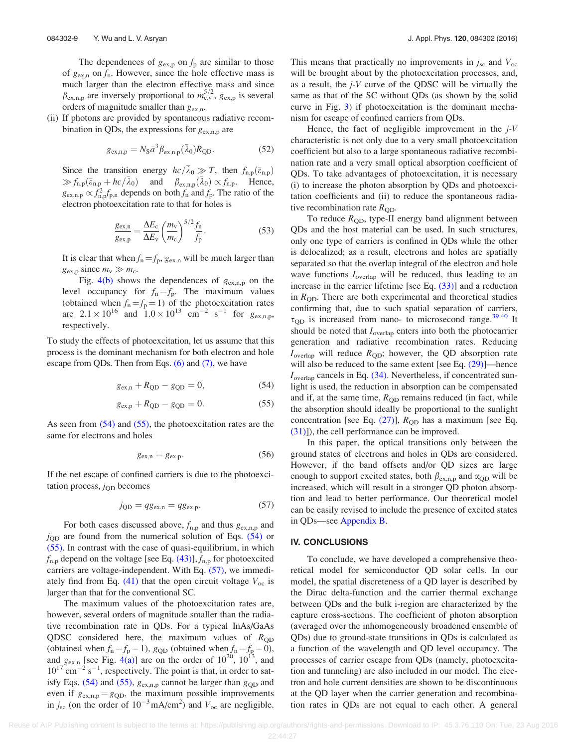The dependences of $g_{\text{ex,p}}$ on $f_\text{p}$ are similar to those of $g_{\text{ex,n}}$ on $f_\text{n}$. However, since the hole effective mass is much larger than the electron effective mass and since $\beta_{\text{ex,n,p}}$ are inversely proportional to $m_{\text{c,v}}^{5/2}$, $g_{\text{ex,p}}$ is several orders of magnitude smaller than $g_{\text{ex,n}}$.

(ii) If photons are provided by spontaneous radiative recombination in QDs, the expressions for $g_{\text{ex,n,p}}$ are

$$g_{\text{ex,n,p}} = N_\text{S}\bar{a}^3\beta_{\text{ex,n,p}}(\bar{\lambda}_0)R_{\text{QD}}. \tag{52}$$

Since the transition energy $hc/\bar{\lambda}_0 \gg T$, then $f_{\text{n,p}}(\bar{\varepsilon}_{\text{n,p}}) \gg f_{\text{n,p}}(\bar{\varepsilon}_{\text{n,p}} + hc/\bar{\lambda}_0)$ and $\beta_{\text{ex,n,p}}(\bar{\lambda}_0) \propto f_{\text{n,p}}$. Hence, $g_{\text{ex,n,p}} \propto f_{\text{n,p}}^2 f_{\text{p,n}}$ depends on both $f_\text{n}$ and $f_\text{p}$. The ratio of the electron photoexcitation rate to that for holes is

$$\frac{g_{\text{ex,n}}}{g_{\text{ex,p}}} = \frac{\Delta E_\text{c}}{\Delta E_\text{v}}\left(\frac{m_\text{v}}{m_\text{c}}\right)^{5/2}\frac{f_\text{n}}{f_\text{p}}. \tag{53}$$

It is clear that when $f_\text{n} = f_\text{p}$, $g_{\text{ex,n}}$ will be much larger than $g_{\text{ex,p}}$ since $m_\text{v} \gg m_\text{c}$.

Fig. 4(b) shows the dependences of $g_{\text{ex,n,p}}$ on the level occupancy for $f_\text{n} = f_\text{p}$. The maximum values (obtained when $f_\text{n} = f_\text{p} = 1$) of the photoexcitation rates are $2.1 \times 10^{16}$ and $1.0 \times 10^{13}$ cm$^{-2}$ s$^{-1}$ for $g_{\text{ex,n,p}}$, respectively.

To study the effects of photoexcitation, let us assume that this process is the dominant mechanism for both electron and hole escape from QDs. Then from Eqs. (6) and (7), we have

$$g_{\text{ex,n}} + R_{\text{QD}} - g_{\text{QD}} = 0, \tag{54}$$

$$g_{\text{ex,p}} + R_{\text{QD}} - g_{\text{QD}} = 0. \tag{55}$$

As seen from (54) and (55), the photoexcitation rates are the same for electrons and holes

$$g_{\text{ex,n}} = g_{\text{ex,p}}. \tag{56}$$

If the net escape of confined carriers is due to the photoexcitation process, $j_{\text{QD}}$ becomes

$$j_{\text{QD}} = q g_{\text{ex,n}} = q g_{\text{ex,p}}. \tag{57}$$

For both cases discussed above, $f_{\text{n,p}}$ and thus $g_{\text{ex,n,p}}$ and $j_{\text{QD}}$ are found from the numerical solution of Eqs. (54) or (55). In contrast with the case of quasi-equilibrium, in which $f_{\text{n,p}}$ depend on the voltage [see Eq. (43)], $f_{\text{n,p}}$ for photoexcited carriers are voltage-independent. With Eq. (57), we immediately find from Eq. (41) that the open circuit voltage $V_{\text{oc}}$ is larger than that for the conventional SC.

The maximum values of the photoexcitation rates are, however, several orders of magnitude smaller than the radiative recombination rate in QDs. For a typical InAs/GaAs QDSC considered here, the maximum values of $R_{\text{QD}}$ (obtained when $f_\text{n} = f_\text{p} = 1$), $g_{\text{QD}}$ (obtained when $f_\text{n} = f_\text{p} = 0$), and $g_{\text{ex,n}}$ [see Fig. 4(a)] are on the order of $10^{20}$, $10^{13}$, and $10^{17}$ cm$^{-2}$ s$^{-1}$, respectively. The point is that, in order to satisfy Eqs. (54) and (55), $g_{\text{ex,n,p}}$ cannot be larger than $g_{\text{QD}}$ and even if $g_{\text{ex,n,p}} = g_{\text{QD}}$, the maximum possible improvements in $j_{\text{sc}}$ (on the order of $10^{-3}$ mA/cm$^2$) and $V_{\text{oc}}$ are negligible. This means that practically no improvements in $j_{\text{sc}}$ and $V_{\text{oc}}$ will be brought about by the photoexcitation processes, and, as a result, the $j$-$V$ curve of the QDSC will be virtually the same as that of the SC without QDs (as shown by the solid curve in Fig. 3) if photoexcitation is the dominant mechanism for escape of confined carriers from QDs.

Hence, the fact of negligible improvement in the $j$-$V$ characteristic is not only due to a very small photoexcitation coefficient but also to a large spontaneous radiative recombination rate and a very small optical absorption coefficient of QDs. To take advantages of photoexcitation, it is necessary (i) to increase the photon absorption by QDs and photoexcitation coefficients and (ii) to reduce the spontaneous radiative recombination rate $R_{\text{QD}}$.

To reduce $R_{\text{QD}}$, type-II energy band alignment between QDs and the host material can be used. In such structures, only one type of carriers is confined in QDs while the other is delocalized; as a result, electrons and holes are spatially separated so that the overlap integral of the electron and hole wave functions $I_{\text{overlap}}$ will be reduced, thus leading to an increase in the carrier lifetime [see Eq. (33)] and a reduction in $R_{\text{QD}}$. There are both experimental and theoretical studies confirming that, due to such spatial separation of carriers, $\tau_{\text{QD}}$ is increased from nano- to microsecond range.[39,40] It should be noted that $I_{\text{overlap}}$ enters into both the photocarrier generation and radiative recombination rates. Reducing $I_{\text{overlap}}$ will reduce $R_{\text{QD}}$; however, the QD absorption rate will also be reduced to the same extent [see Eq. (29)]—hence $I_{\text{overlap}}$ cancels in Eq. (34). Nevertheless, if concentrated sunlight is used, the reduction in absorption can be compensated and if, at the same time, $R_{\text{QD}}$ remains reduced (in fact, while the absorption should ideally be proportional to the sunlight concentration [see Eq. (27)], $R_{\text{QD}}$ has a maximum [see Eq. (31)]), the cell performance can be improved.

In this paper, the optical transitions only between the ground states of electrons and holes in QDs are considered. However, if the band offsets and/or QD sizes are large enough to support excited states, both $\beta_{\text{ex,n,p}}$ and $\alpha_{\text{QD}}$ will be increased, which will result in a stronger QD photon absorption and lead to better performance. Our theoretical model can be easily revised to include the presence of excited states in QDs—see Appendix B.

## IV. CONCLUSIONS

To conclude, we have developed a comprehensive theoretical model for semiconductor QD solar cells. In our model, the spatial discreteness of a QD layer is described by the Dirac delta-function and the carrier thermal exchange between QDs and the bulk i-region are characterized by the capture cross-sections. The coefficient of photon absorption (averaged over the inhomogeneously broadened ensemble of QDs) due to ground-state transitions in QDs is calculated as a function of the wavelength and QD level occupancy. The processes of carrier escape from QDs (namely, photoexcitation and tunneling) are also included in our model. The electron and hole current densities are shown to be discontinuous at the QD layer when the carrier generation and recombination rates in QDs are not equal to each other. A general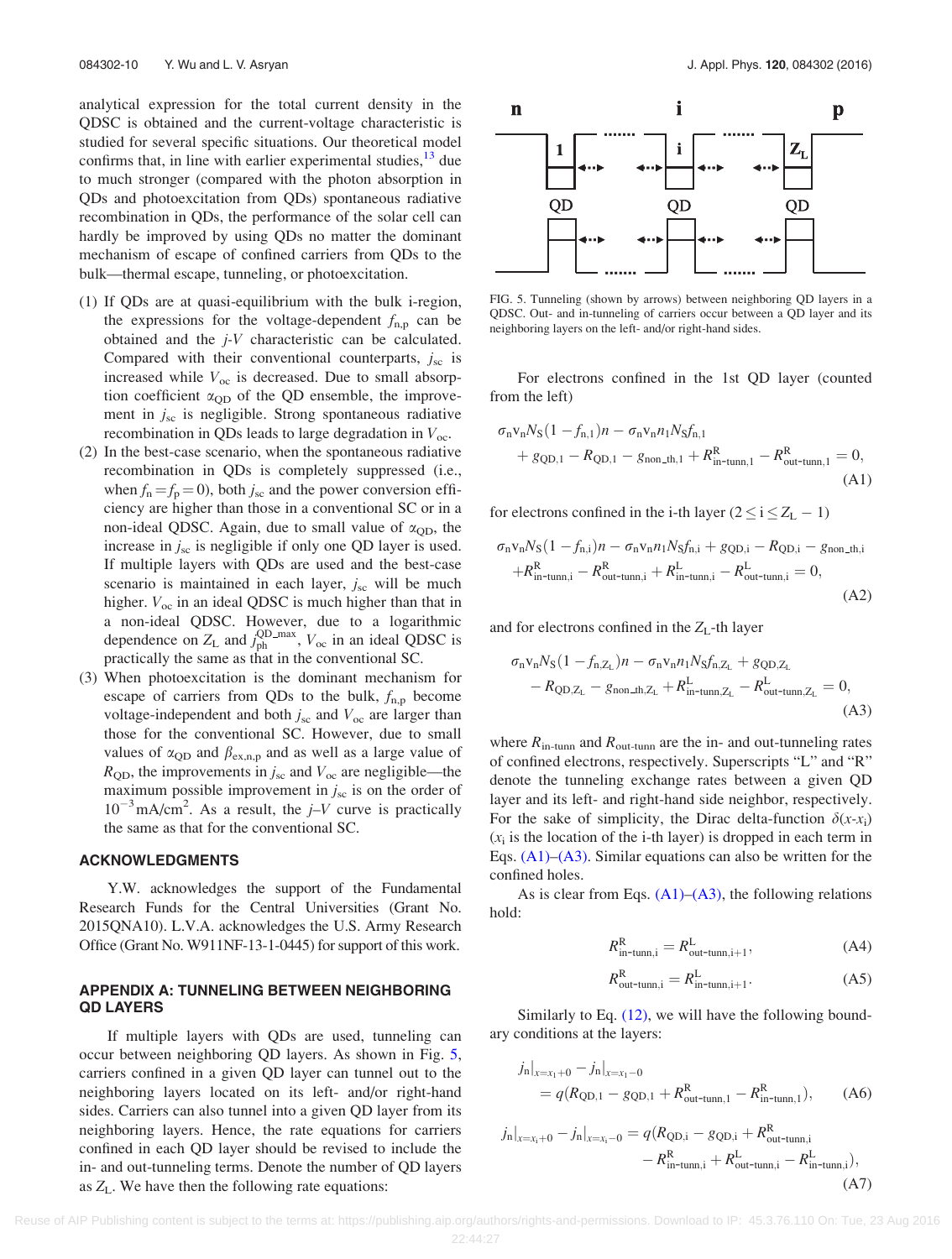analytical expression for the total current density in the QDSC is obtained and the current-voltage characteristic is studied for several specific situations. Our theoretical model confirms that, in line with earlier experimental studies,[13] due to much stronger (compared with the photon absorption in QDs and photoexcitation from QDs) spontaneous radiative recombination in QDs, the performance of the solar cell can hardly be improved by using QDs no matter the dominant mechanism of escape of confined carriers from QDs to the bulk—thermal escape, tunneling, or photoexcitation.

1. If QDs are at quasi-equilibrium with the bulk i-region, the expressions for the voltage-dependent $f_{n,p}$ can be obtained and the $j$-$V$ characteristic can be calculated. Compared with their conventional counterparts, $j_{sc}$ is increased while $V_{oc}$ is decreased. Due to small absorption coefficient $\alpha_{QD}$ of the QD ensemble, the improvement in $j_{sc}$ is negligible. Strong spontaneous radiative recombination in QDs leads to large degradation in $V_{oc}$.
2. In the best-case scenario, when the spontaneous radiative recombination in QDs is completely suppressed (i.e., when $f_n = f_p = 0$), both $j_{sc}$ and the power conversion efficiency are higher than those in a conventional SC or in a non-ideal QDSC. Again, due to small value of $\alpha_{QD}$, the increase in $j_{sc}$ is negligible if only one QD layer is used. If multiple layers with QDs are used and the best-case scenario is maintained in each layer, $j_{sc}$ will be much higher. $V_{oc}$ in an ideal QDSC is much higher than that in a non-ideal QDSC. However, due to a logarithmic dependence on $Z_L$ and $j_{ph}^{QD\_max}$, $V_{oc}$ in an ideal QDSC is practically the same as that in the conventional SC.
3. When photoexcitation is the dominant mechanism for escape of carriers from QDs to the bulk, $f_{n,p}$ become voltage-independent and both $j_{sc}$ and $V_{oc}$ are larger than those for the conventional SC. However, due to small values of $\alpha_{QD}$ and $\beta_{ex,n,p}$ and as well as a large value of $R_{QD}$, the improvements in $j_{sc}$ and $V_{oc}$ are negligible—the maximum possible improvement in $j_{sc}$ is on the order of $10^{-3}\,\mathrm{mA/cm^2}$. As a result, the $j$–$V$ curve is practically the same as that for the conventional SC.

## ACKNOWLEDGMENTS

Y.W. acknowledges the support of the Fundamental Research Funds for the Central Universities (Grant No. 2015QNA10). L.V.A. acknowledges the U.S. Army Research Office (Grant No. W911NF-13-1-0445) for support of this work.

## APPENDIX A: TUNNELING BETWEEN NEIGHBORING QD LAYERS

If multiple layers with QDs are used, tunneling can occur between neighboring QD layers. As shown in Fig. 5, carriers confined in a given QD layer can tunnel out to the neighboring layers located on its left- and/or right-hand sides. Carriers can also tunnel into a given QD layer from its neighboring layers. Hence, the rate equations for carriers confined in each QD layer should be revised to include the in- and out-tunneling terms. Denote the number of QD layers as $Z_L$. We have then the following rate equations:

FIG. 5. Tunneling (shown by arrows) between neighboring QD layers in a QDSC. Out- and in-tunneling of carriers occur between a QD layer and its neighboring layers on the left- and/or right-hand sides.

For electrons confined in the 1st QD layer (counted from the left)

$$\sigma_n v_n N_S(1-f_{n,1})n - \sigma_n v_n n_1 N_S f_{n,1} + g_{QD,1} - R_{QD,1} - g_{non\_th,1} + R^{R}_{in\text{-}tunn,1} - R^{R}_{out\text{-}tunn,1} = 0, \tag{A1}$$

for electrons confined in the i-th layer ($2 \le i \le Z_L - 1$)

$$\sigma_n v_n N_S(1-f_{n,i})n - \sigma_n v_n n_1 N_S f_{n,i} + g_{QD,i} - R_{QD,i} - g_{non\_th,i} + R^{R}_{in\text{-}tunn,i} - R^{R}_{out\text{-}tunn,i} + R^{L}_{in\text{-}tunn,i} - R^{L}_{out\text{-}tunn,i} = 0, \tag{A2}$$

and for electrons confined in the $Z_L$-th layer

$$\sigma_n v_n N_S(1-f_{n,Z_L})n - \sigma_n v_n n_1 N_S f_{n,Z_L} + g_{QD,Z_L} - R_{QD,Z_L} - g_{non\_th,Z_L} + R^{L}_{in\text{-}tunn,Z_L} - R^{L}_{out\text{-}tunn,Z_L} = 0, \tag{A3}$$

where $R_{in\text{-}tunn}$ and $R_{out\text{-}tunn}$ are the in- and out-tunneling rates of confined electrons, respectively. Superscripts "L" and "R" denote the tunneling exchange rates between a given QD layer and its left- and right-hand side neighbor, respectively. For the sake of simplicity, the Dirac delta-function $\delta(x\text{-}x_i)$ ($x_i$ is the location of the i-th layer) is dropped in each term in Eqs. (A1)–(A3). Similar equations can also be written for the confined holes.

As is clear from Eqs. (A1)–(A3), the following relations hold:

$$R^{R}_{in\text{-}tunn,i} = R^{L}_{out\text{-}tunn,i+1}, \tag{A4}$$

$$R^{R}_{out\text{-}tunn,i} = R^{L}_{in\text{-}tunn,i+1}. \tag{A5}$$

Similarly to Eq. (12), we will have the following boundary conditions at the layers:

$$j_n|_{x=x_1+0} - j_n|_{x=x_1-0} = q(R_{QD,1} - g_{QD,1} + R^{R}_{out\text{-}tunn,1} - R^{R}_{in\text{-}tunn,1}), \tag{A6}$$

$$j_n|_{x=x_i+0} - j_n|_{x=x_i-0} = q(R_{QD,i} - g_{QD,i} + R^{R}_{out\text{-}tunn,i} - R^{R}_{in\text{-}tunn,i} + R^{L}_{out\text{-}tunn,i} - R^{L}_{in\text{-}tunn,i}), \tag{A7}$$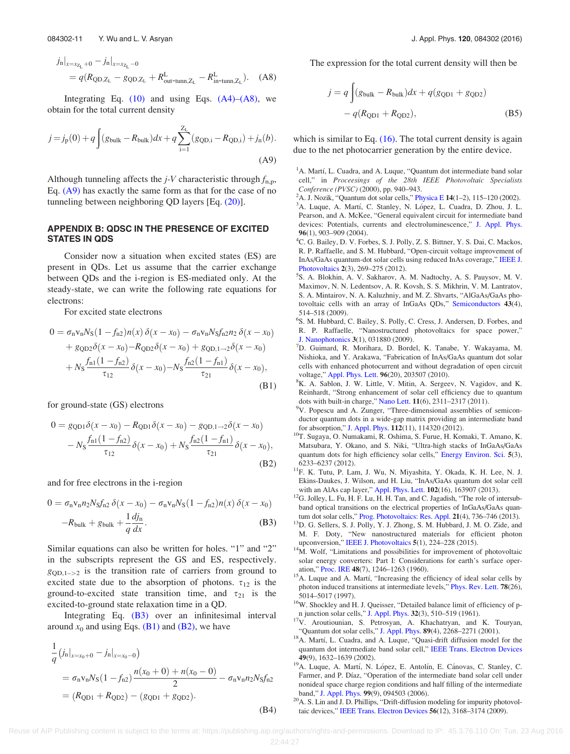$$j_n|_{x=x_{Z_L}+0} - j_n|_{x=x_{Z_L}-0} = q(R_{QD,Z_L} - g_{QD,Z_L} + R^{L}_{out\text{-}tunn,Z_L} - R^{L}_{in\text{-}tunn,Z_L}). \quad (A8)$$

Integrating Eq. (10) and using Eqs. (A4)–(A8), we obtain for the total current density

$$j = j_p(0) + q\int(g_{bulk} - R_{bulk})dx + q\sum_{i=1}^{Z_L}(g_{QD,i} - R_{QD,i}) + j_n(b). \quad (A9)$$

Although tunneling affects the $j$-$V$ characteristic through $f_{n,p}$, Eq. (A9) has exactly the same form as that for the case of no tunneling between neighboring QD layers [Eq. (20)].

## APPENDIX B: QDSC IN THE PRESENCE OF EXCITED STATES IN QDS

Consider now a situation when excited states (ES) are present in QDs. Let us assume that the carrier exchange between QDs and the i-region is ES-mediated only. At the steady-state, we can write the following rate equations for electrons:

For excited state electrons

$$\begin{aligned}0 &= \sigma_n v_n N_S(1-f_{n2})n(x)\,\delta(x-x_0) - \sigma_n v_n N_S f_{n2} n_2\,\delta(x-x_0)\\&\quad + g_{QD2}\delta(x-x_0) - R_{QD2}\delta(x-x_0) + g_{QD,1\to 2}\delta(x-x_0)\\&\quad + N_S\frac{f_{n1}(1-f_{n2})}{\tau_{12}}\delta(x-x_0) - N_S\frac{f_{n2}(1-f_{n1})}{\tau_{21}}\delta(x-x_0),\end{aligned} \quad (B1)$$

for ground-state (GS) electrons

$$\begin{aligned}0 &= g_{QD1}\delta(x-x_0) - R_{QD1}\delta(x-x_0) - g_{QD,1\to 2}\delta(x-x_0)\\&\quad - N_S\frac{f_{n1}(1-f_{n2})}{\tau_{12}}\delta(x-x_0) + N_S\frac{f_{n2}(1-f_{n1})}{\tau_{21}}\delta(x-x_0),\end{aligned} \quad (B2)$$

and for free electrons in the i-region

$$\begin{aligned}0 &= \sigma_n v_n n_2 N_S f_{n2}\,\delta(x-x_0) - \sigma_n v_n N_S(1-f_{n2})n(x)\,\delta(x-x_0)\\&\quad - R_{bulk} + g_{bulk} + \frac{1}{q}\frac{dj_n}{dx}.\end{aligned} \quad (B3)$$

Similar equations can also be written for holes. "1" and "2" in the subscripts represent the GS and ES, respectively. $g_{QD,1\to 2}$ is the transition rate of carriers from ground to excited state due to the absorption of photons. $\tau_{12}$ is the ground-to-excited state transition time, and $\tau_{21}$ is the excited-to-ground state relaxation time in a QD.

Integrating Eq. (B3) over an infinitesimal interval around $x_0$ and using Eqs. (B1) and (B2), we have

$$\begin{aligned}&\frac{1}{q}\left(j_n|_{x=x_0+0} - j_n|_{x=x_0-0}\right)\\&= \sigma_n v_n N_S(1-f_{n2})\frac{n(x_0+0)+n(x_0-0)}{2} - \sigma_n v_n n_2 N_S f_{n2}\\&= (R_{QD1}+R_{QD2}) - (g_{QD1}+g_{QD2}).\end{aligned} \quad (B4)$$

The expression for the total current density will then be

$$j = q\int(g_{bulk} - R_{bulk})dx + q(g_{QD1}+g_{QD2}) - q(R_{QD1}+R_{QD2}), \quad (B5)$$

which is similar to Eq. (16). The total current density is again due to the net photocarrier generation by the entire device.

[1] A. Martí, L. Cuadra, and A. Luque, "Quantum dot intermediate band solar cell," in *Proceesings of the 28th IEEE Photovoltaic Specialists Conference (PVSC)* (2000), pp. 940–943.

[2] A. J. Nozik, "Quantum dot solar cells," Physica E **14**(1–2), 115–120 (2002).

[3] A. Luque, A. Martí, C. Stanley, N. López, L. Cuadra, D. Zhou, J. L. Pearson, and A. McKee, "General equivalent circuit for intermediate band devices: Potentials, currents and electroluminescence," J. Appl. Phys. **96**(1), 903–909 (2004).

[4] C. G. Bailey, D. V. Forbes, S. J. Polly, Z. S. Bittner, Y. S. Dai, C. Mackos, R. P. Raffaelle, and S. M. Hubbard, "Open-circuit voltage improvement of InAs/GaAs quantum-dot solar cells using reduced InAs coverage," IEEE J. Photovoltaics **2**(3), 269–275 (2012).

[5] S. A. Blokhin, A. V. Sakharov, A. M. Nadtochy, A. S. Pauysov, M. V. Maximov, N. N. Ledentsov, A. R. Kovsh, S. S. Mikhrin, V. M. Lantratov, S. A. Mintairov, N. A. Kaluzhniy, and M. Z. Shvarts, "AlGaAs/GaAs photovoltaic cells with an array of InGaAs QDs," Semiconductors **43**(4), 514–518 (2009).

[6] S. M. Hubbard, C. Bailey, S. Polly, C. Cress, J. Andersen, D. Forbes, and R. P. Raffaelle, "Nanostructured photovoltaics for space power," J. Nanophotonics **3**(1), 031880 (2009).

[7] D. Guimard, R. Morihara, D. Bordel, K. Tanabe, Y. Wakayama, M. Nishioka, and Y. Arakawa, "Fabrication of InAs/GaAs quantum dot solar cells with enhanced photocurrent and without degradation of open circuit voltage," Appl. Phys. Lett. **96**(20), 203507 (2010).

[8] K. A. Sablon, J. W. Little, V. Mitin, A. Sergeev, N. Vagidov, and K. Reinhardt, "Strong enhancement of solar cell efficiency due to quantum dots with built-in charge," Nano Lett. **11**(6), 2311–2317 (2011).

[9] V. Popescu and A. Zunger, "Three-dimensional assemblies of semiconductor quantum dots in a wide-gap matrix providing an intermediate band for absorption," J. Appl. Phys. **112**(11), 114320 (2012).

[10] T. Sugaya, O. Numakami, R. Oshima, S. Furue, H. Komaki, T. Amano, K. Matsubara, Y. Okano, and S. Niki, "Ultra-high stacks of InGaAs/GaAs quantum dots for high efficiency solar cells," Energy Environ. Sci. **5**(3), 6233–6237 (2012).

[11] F. K. Tutu, P. Lam, J. Wu, N. Miyashita, Y. Okada, K. H. Lee, N. J. Ekins-Daukes, J. Wilson, and H. Liu, "InAs/GaAs quantum dot solar cell with an AlAs cap layer," Appl. Phys. Lett. **102**(16), 163907 (2013).

[12] G. Jolley, L. Fu, H. F. Lu, H. H. Tan, and C. Jagadish, "The role of intersubband optical transitions on the electrical properties of InGaAs/GaAs quantum dot solar cells," Prog. Photovoltaics: Res. Appl. **21**(4), 736–746 (2013).

[13] D. G. Sellers, S. J. Polly, Y. J. Zhong, S. M. Hubbard, J. M. O. Zide, and M. F. Doty, "New nanostructured materials for efficient photon upconversion," IEEE J. Photovoltaics **5**(1), 224–228 (2015).

[14] M. Wolf, "Limitations and possibilities for improvement of photovoltaic solar energy converters: Part I: Considerations for earth's surface operation," Proc. IRE **48**(7), 1246–1263 (1960).

[15] A. Luque and A. Martí, "Increasing the efficiency of ideal solar cells by photon induced transitions at intermediate levels," Phys. Rev. Lett. **78**(26), 5014–5017 (1997).

[16] W. Shockley and H. J. Queisser, "Detailed balance limit of efficiency of p-n junction solar cells," J. Appl. Phys. **32**(3), 510–519 (1961).

[17] V. Aroutiounian, S. Petrosyan, A. Khachatryan, and K. Touryan, "Quantum dot solar cells," J. Appl. Phys. **89**(4), 2268–2271 (2001).

[18] A. Martí, L. Cuadra, and A. Luque, "Quasi-drift diffusion model for the quantum dot intermediate band solar cell," IEEE Trans. Electron Devices **49**(9), 1632–1639 (2002).

[19] A. Luque, A. Martí, N. López, E. Antolín, E. Cánovas, C. Stanley, C. Farmer, and P. Díaz, "Operation of the intermediate band solar cell under nonideal space charge region conditions and half filling of the intermediate band," J. Appl. Phys. **99**(9), 094503 (2006).

[20] A. S. Lin and J. D. Phillips, "Drift-diffusion modeling for impurity photovoltaic devices," IEEE Trans. Electron Devices **56**(12), 3168–3174 (2009).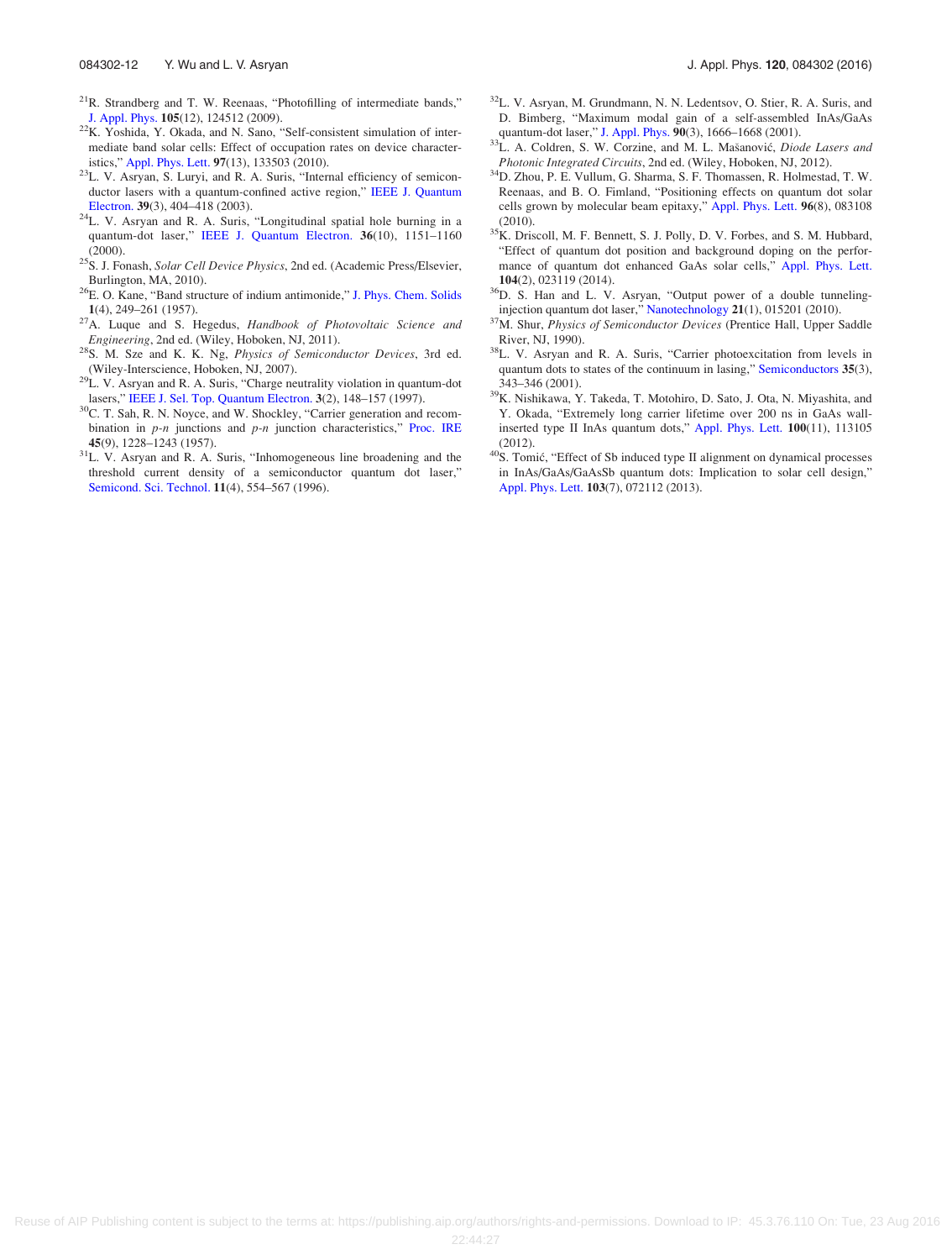[21] R. Strandberg and T. W. Reenaas, "Photofilling of intermediate bands," J. Appl. Phys. **105**(12), 124512 (2009).

[22] K. Yoshida, Y. Okada, and N. Sano, "Self-consistent simulation of intermediate band solar cells: Effect of occupation rates on device characteristics," Appl. Phys. Lett. **97**(13), 133503 (2010).

[23] L. V. Asryan, S. Luryi, and R. A. Suris, "Internal efficiency of semiconductor lasers with a quantum-confined active region," IEEE J. Quantum Electron. **39**(3), 404–418 (2003).

[24] L. V. Asryan and R. A. Suris, "Longitudinal spatial hole burning in a quantum-dot laser," IEEE J. Quantum Electron. **36**(10), 1151–1160 (2000).

[25] S. J. Fonash, *Solar Cell Device Physics*, 2nd ed. (Academic Press/Elsevier, Burlington, MA, 2010).

[26] E. O. Kane, "Band structure of indium antimonide," J. Phys. Chem. Solids **1**(4), 249–261 (1957).

[27] A. Luque and S. Hegedus, *Handbook of Photovoltaic Science and Engineering*, 2nd ed. (Wiley, Hoboken, NJ, 2011).

[28] S. M. Sze and K. K. Ng, *Physics of Semiconductor Devices*, 3rd ed. (Wiley-Interscience, Hoboken, NJ, 2007).

[29] L. V. Asryan and R. A. Suris, "Charge neutrality violation in quantum-dot lasers," IEEE J. Sel. Top. Quantum Electron. **3**(2), 148–157 (1997).

[30] C. T. Sah, R. N. Noyce, and W. Shockley, "Carrier generation and recombination in *p-n* junctions and *p-n* junction characteristics," Proc. IRE **45**(9), 1228–1243 (1957).

[31] L. V. Asryan and R. A. Suris, "Inhomogeneous line broadening and the threshold current density of a semiconductor quantum dot laser," Semicond. Sci. Technol. **11**(4), 554–567 (1996).

[32] L. V. Asryan, M. Grundmann, N. N. Ledentsov, O. Stier, R. A. Suris, and D. Bimberg, "Maximum modal gain of a self-assembled InAs/GaAs quantum-dot laser," J. Appl. Phys. **90**(3), 1666–1668 (2001).

[33] L. A. Coldren, S. W. Corzine, and M. L. Mašanović, *Diode Lasers and Photonic Integrated Circuits*, 2nd ed. (Wiley, Hoboken, NJ, 2012).

[34] D. Zhou, P. E. Vullum, G. Sharma, S. F. Thomassen, R. Holmestad, T. W. Reenaas, and B. O. Fimland, "Positioning effects on quantum dot solar cells grown by molecular beam epitaxy," Appl. Phys. Lett. **96**(8), 083108 (2010).

[35] K. Driscoll, M. F. Bennett, S. J. Polly, D. V. Forbes, and S. M. Hubbard, "Effect of quantum dot position and background doping on the performance of quantum dot enhanced GaAs solar cells," Appl. Phys. Lett. **104**(2), 023119 (2014).

[36] D. S. Han and L. V. Asryan, "Output power of a double tunneling-injection quantum dot laser," Nanotechnology **21**(1), 015201 (2010).

[37] M. Shur, *Physics of Semiconductor Devices* (Prentice Hall, Upper Saddle River, NJ, 1990).

[38] L. V. Asryan and R. A. Suris, "Carrier photoexcitation from levels in quantum dots to states of the continuum in lasing," Semiconductors **35**(3), 343–346 (2001).

[39] K. Nishikawa, Y. Takeda, T. Motohiro, D. Sato, J. Ota, N. Miyashita, and Y. Okada, "Extremely long carrier lifetime over 200 ns in GaAs wall-inserted type II InAs quantum dots," Appl. Phys. Lett. **100**(11), 113105 (2012).

[40] S. Tomić, "Effect of Sb induced type II alignment on dynamical processes in InAs/GaAs/GaAsSb quantum dots: Implication to solar cell design," Appl. Phys. Lett. **103**(7), 072112 (2013).